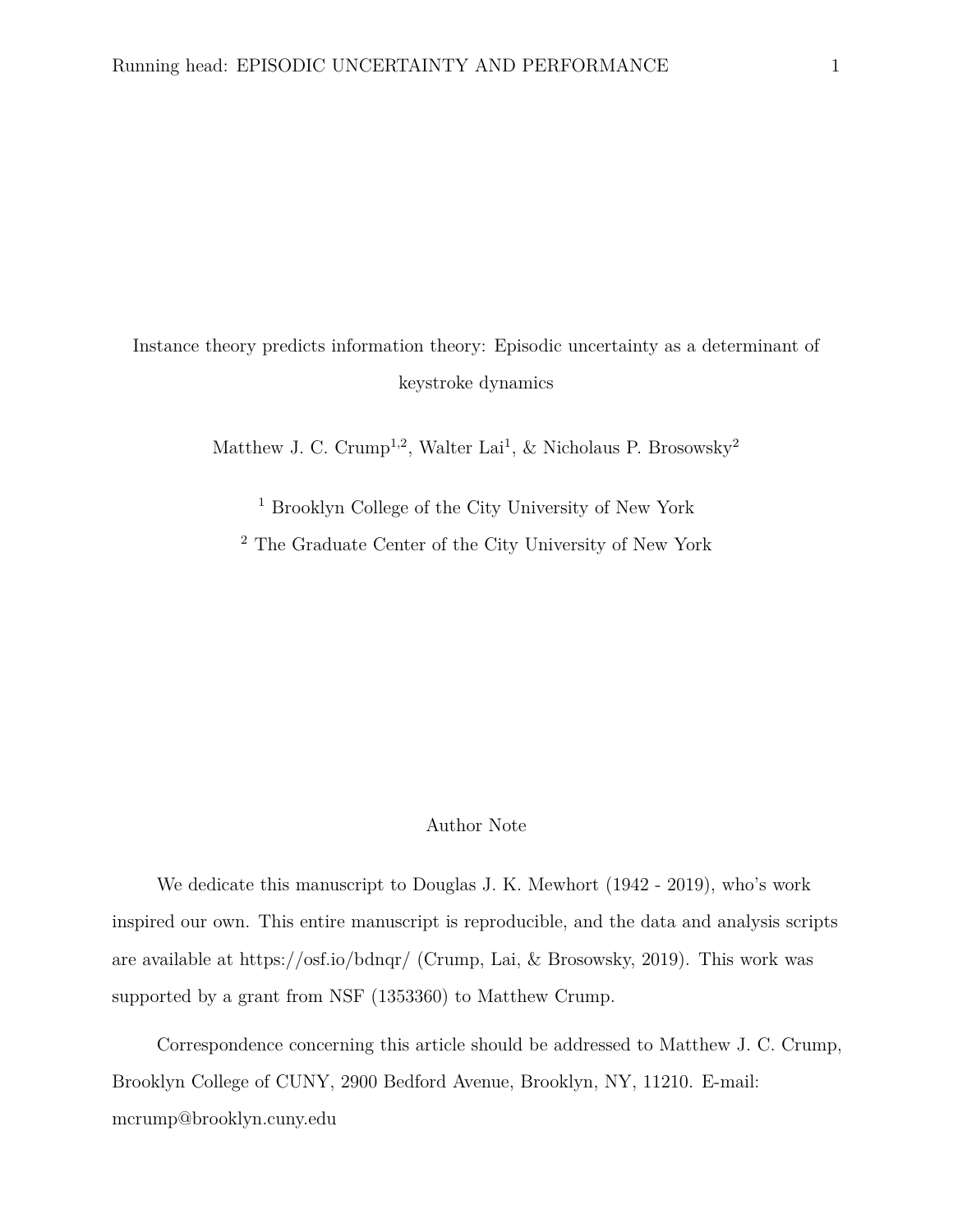# Instance theory predicts information theory: Episodic uncertainty as a determinant of keystroke dynamics

Matthew J. C. Crump[1,2], Walter Lai[1], & Nicholaus P. Brosowsky[2]

[1] Brooklyn College of the City University of New York

[2] The Graduate Center of the City University of New York

## Author Note

We dedicate this manuscript to Douglas J. K. Mewhort (1942 - 2019), who's work inspired our own. This entire manuscript is reproducible, and the data and analysis scripts are available at https://osf.io/bdnqr/ (Crump, Lai, & Brosowsky, 2019). This work was supported by a grant from NSF (1353360) to Matthew Crump.

Correspondence concerning this article should be addressed to Matthew J. C. Crump, Brooklyn College of CUNY, 2900 Bedford Avenue, Brooklyn, NY, 11210. E-mail: mcrump@brooklyn.cuny.edu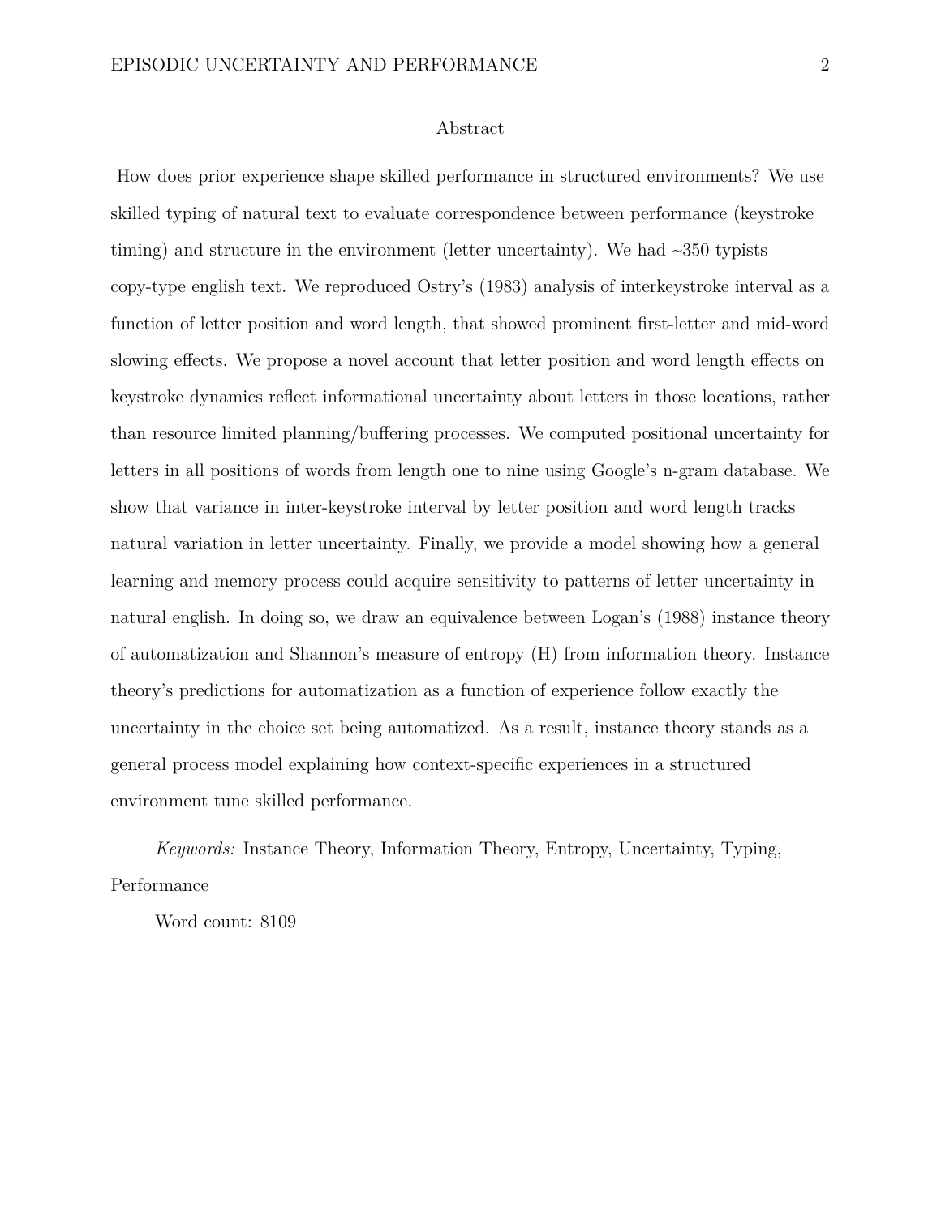## Abstract

How does prior experience shape skilled performance in structured environments? We use skilled typing of natural text to evaluate correspondence between performance (keystroke timing) and structure in the environment (letter uncertainty). We had ~350 typists copy-type english text. We reproduced Ostry's (1983) analysis of interkeystroke interval as a function of letter position and word length, that showed prominent first-letter and mid-word slowing effects. We propose a novel account that letter position and word length effects on keystroke dynamics reflect informational uncertainty about letters in those locations, rather than resource limited planning/buffering processes. We computed positional uncertainty for letters in all positions of words from length one to nine using Google's n-gram database. We show that variance in inter-keystroke interval by letter position and word length tracks natural variation in letter uncertainty. Finally, we provide a model showing how a general learning and memory process could acquire sensitivity to patterns of letter uncertainty in natural english. In doing so, we draw an equivalence between Logan's (1988) instance theory of automatization and Shannon's measure of entropy (H) from information theory. Instance theory's predictions for automatization as a function of experience follow exactly the uncertainty in the choice set being automatized. As a result, instance theory stands as a general process model explaining how context-specific experiences in a structured environment tune skilled performance.

*Keywords:* Instance Theory, Information Theory, Entropy, Uncertainty, Typing, Performance

Word count: 8109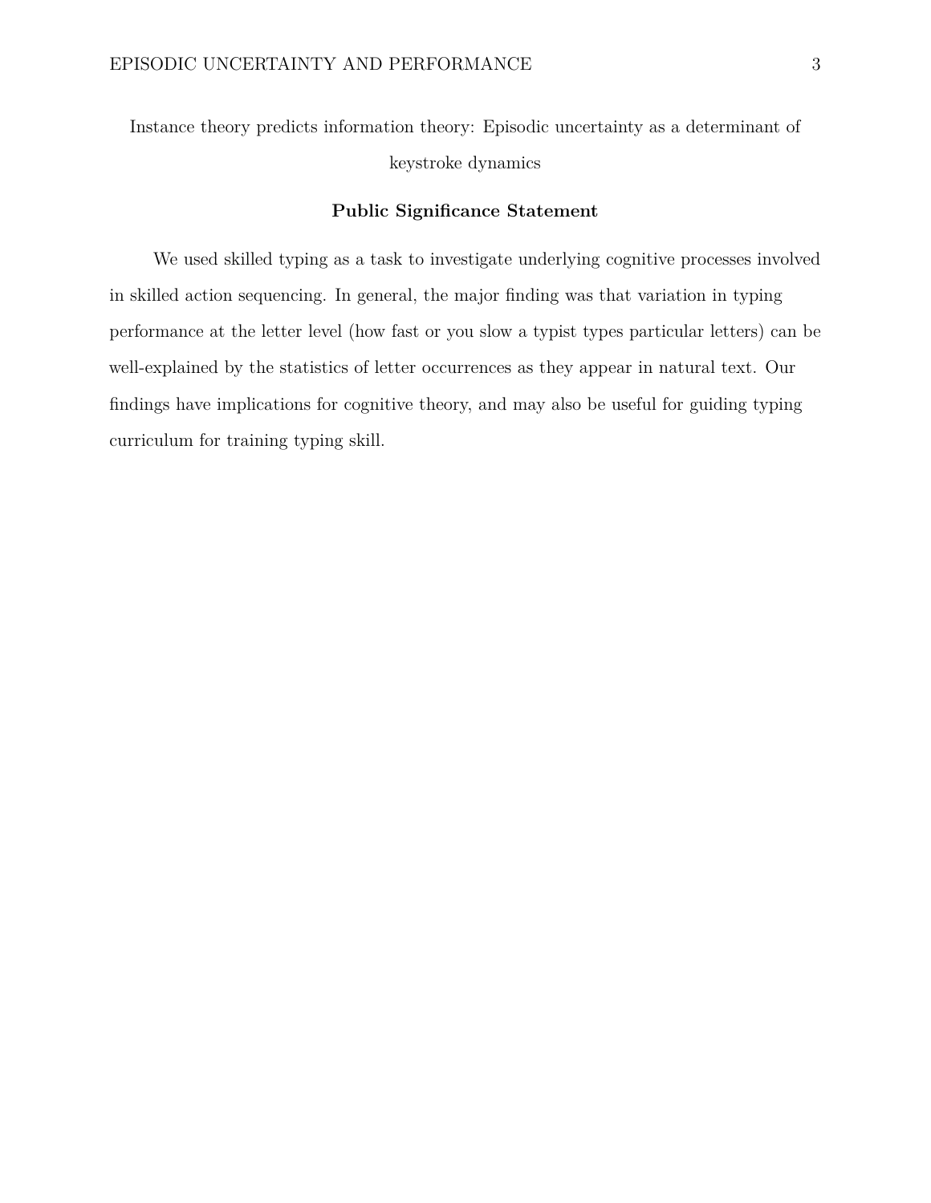Instance theory predicts information theory: Episodic uncertainty as a determinant of keystroke dynamics

## Public Significance Statement

We used skilled typing as a task to investigate underlying cognitive processes involved in skilled action sequencing. In general, the major finding was that variation in typing performance at the letter level (how fast or you slow a typist types particular letters) can be well-explained by the statistics of letter occurrences as they appear in natural text. Our findings have implications for cognitive theory, and may also be useful for guiding typing curriculum for training typing skill.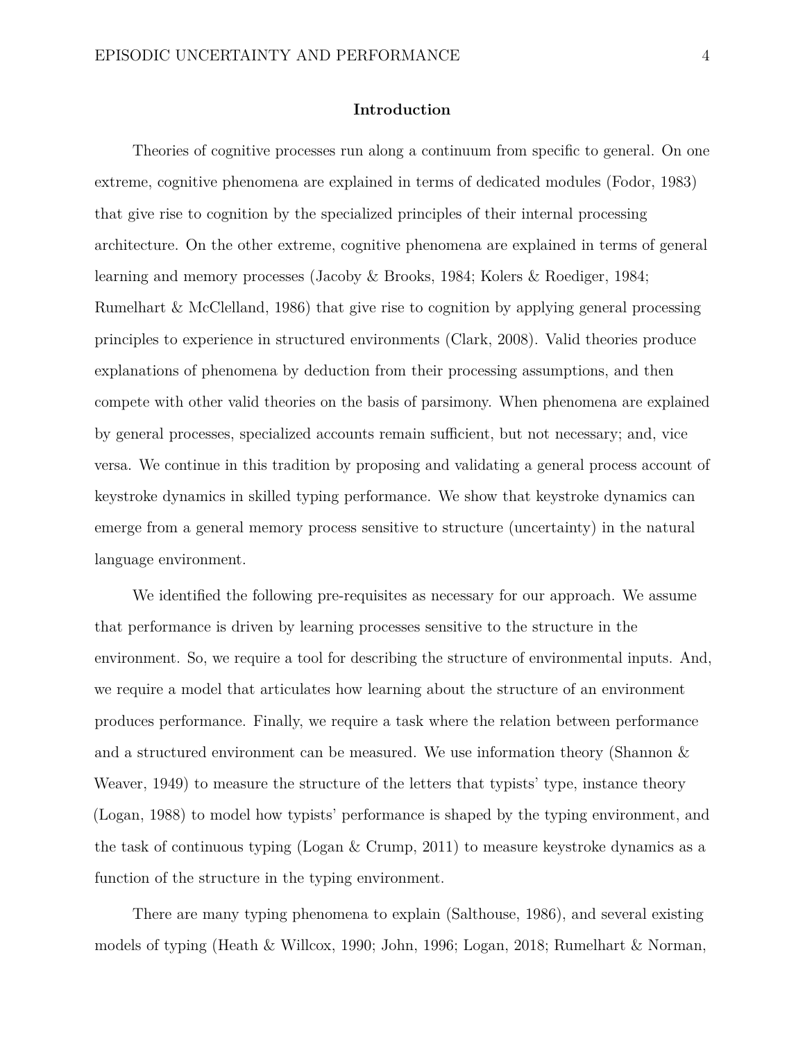# Introduction

Theories of cognitive processes run along a continuum from specific to general. On one extreme, cognitive phenomena are explained in terms of dedicated modules (Fodor, 1983) that give rise to cognition by the specialized principles of their internal processing architecture. On the other extreme, cognitive phenomena are explained in terms of general learning and memory processes (Jacoby & Brooks, 1984; Kolers & Roediger, 1984; Rumelhart & McClelland, 1986) that give rise to cognition by applying general processing principles to experience in structured environments (Clark, 2008). Valid theories produce explanations of phenomena by deduction from their processing assumptions, and then compete with other valid theories on the basis of parsimony. When phenomena are explained by general processes, specialized accounts remain sufficient, but not necessary; and, vice versa. We continue in this tradition by proposing and validating a general process account of keystroke dynamics in skilled typing performance. We show that keystroke dynamics can emerge from a general memory process sensitive to structure (uncertainty) in the natural language environment.

We identified the following pre-requisites as necessary for our approach. We assume that performance is driven by learning processes sensitive to the structure in the environment. So, we require a tool for describing the structure of environmental inputs. And, we require a model that articulates how learning about the structure of an environment produces performance. Finally, we require a task where the relation between performance and a structured environment can be measured. We use information theory (Shannon & Weaver, 1949) to measure the structure of the letters that typists' type, instance theory (Logan, 1988) to model how typists' performance is shaped by the typing environment, and the task of continuous typing (Logan & Crump, 2011) to measure keystroke dynamics as a function of the structure in the typing environment.

There are many typing phenomena to explain (Salthouse, 1986), and several existing models of typing (Heath & Willcox, 1990; John, 1996; Logan, 2018; Rumelhart & Norman,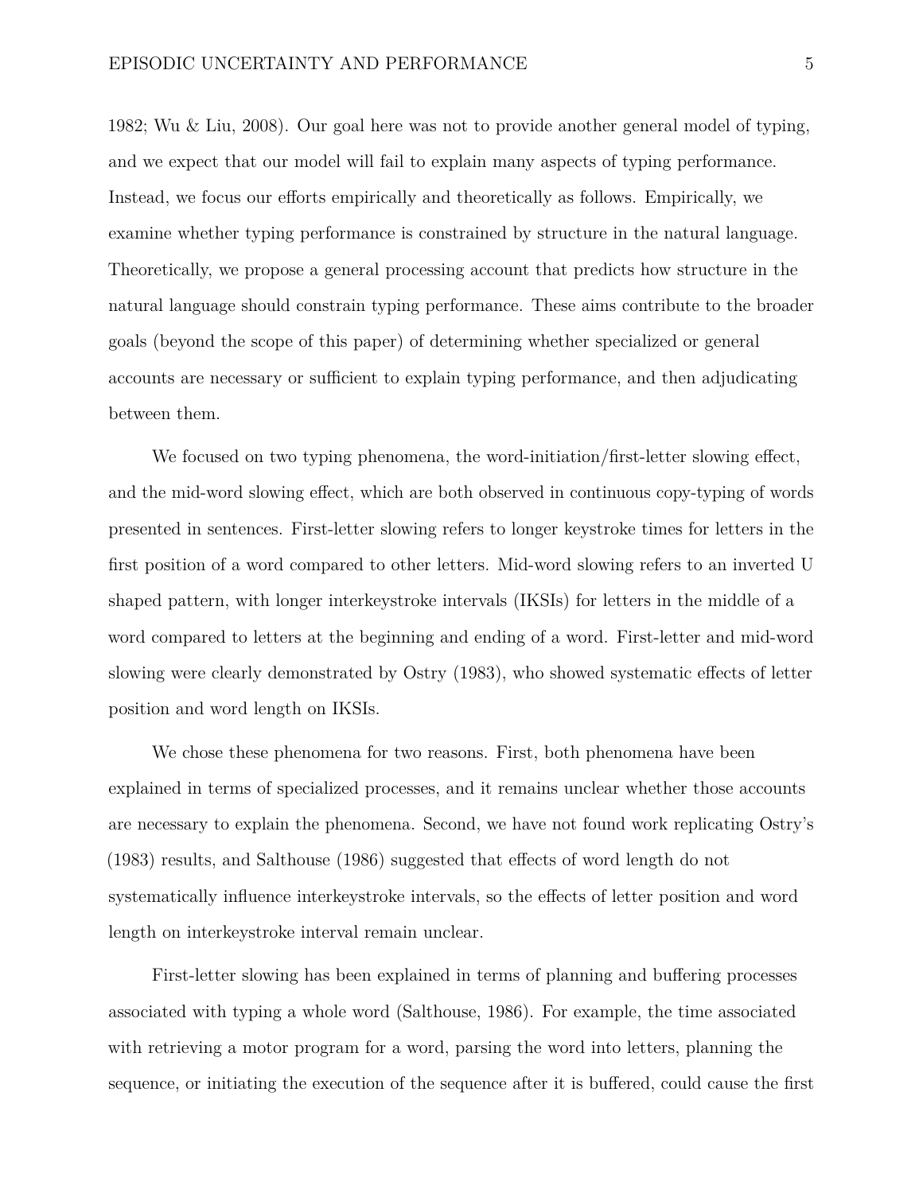1982; Wu & Liu, 2008). Our goal here was not to provide another general model of typing, and we expect that our model will fail to explain many aspects of typing performance. Instead, we focus our efforts empirically and theoretically as follows. Empirically, we examine whether typing performance is constrained by structure in the natural language. Theoretically, we propose a general processing account that predicts how structure in the natural language should constrain typing performance. These aims contribute to the broader goals (beyond the scope of this paper) of determining whether specialized or general accounts are necessary or sufficient to explain typing performance, and then adjudicating between them.

We focused on two typing phenomena, the word-initiation/first-letter slowing effect, and the mid-word slowing effect, which are both observed in continuous copy-typing of words presented in sentences. First-letter slowing refers to longer keystroke times for letters in the first position of a word compared to other letters. Mid-word slowing refers to an inverted U shaped pattern, with longer interkeystroke intervals (IKSIs) for letters in the middle of a word compared to letters at the beginning and ending of a word. First-letter and mid-word slowing were clearly demonstrated by Ostry (1983), who showed systematic effects of letter position and word length on IKSIs.

We chose these phenomena for two reasons. First, both phenomena have been explained in terms of specialized processes, and it remains unclear whether those accounts are necessary to explain the phenomena. Second, we have not found work replicating Ostry's (1983) results, and Salthouse (1986) suggested that effects of word length do not systematically influence interkeystroke intervals, so the effects of letter position and word length on interkeystroke interval remain unclear.

First-letter slowing has been explained in terms of planning and buffering processes associated with typing a whole word (Salthouse, 1986). For example, the time associated with retrieving a motor program for a word, parsing the word into letters, planning the sequence, or initiating the execution of the sequence after it is buffered, could cause the first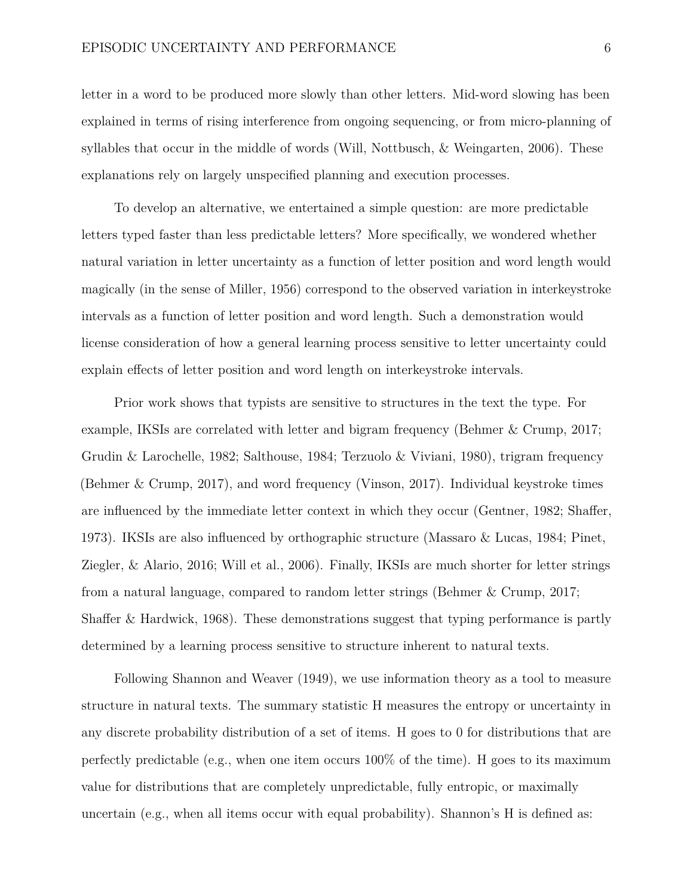letter in a word to be produced more slowly than other letters. Mid-word slowing has been explained in terms of rising interference from ongoing sequencing, or from micro-planning of syllables that occur in the middle of words (Will, Nottbusch, & Weingarten, 2006). These explanations rely on largely unspecified planning and execution processes.

To develop an alternative, we entertained a simple question: are more predictable letters typed faster than less predictable letters? More specifically, we wondered whether natural variation in letter uncertainty as a function of letter position and word length would magically (in the sense of Miller, 1956) correspond to the observed variation in interkeystroke intervals as a function of letter position and word length. Such a demonstration would license consideration of how a general learning process sensitive to letter uncertainty could explain effects of letter position and word length on interkeystroke intervals.

Prior work shows that typists are sensitive to structures in the text the type. For example, IKSIs are correlated with letter and bigram frequency (Behmer & Crump, 2017; Grudin & Larochelle, 1982; Salthouse, 1984; Terzuolo & Viviani, 1980), trigram frequency (Behmer & Crump, 2017), and word frequency (Vinson, 2017). Individual keystroke times are influenced by the immediate letter context in which they occur (Gentner, 1982; Shaffer, 1973). IKSIs are also influenced by orthographic structure (Massaro & Lucas, 1984; Pinet, Ziegler, & Alario, 2016; Will et al., 2006). Finally, IKSIs are much shorter for letter strings from a natural language, compared to random letter strings (Behmer & Crump, 2017; Shaffer & Hardwick, 1968). These demonstrations suggest that typing performance is partly determined by a learning process sensitive to structure inherent to natural texts.

Following Shannon and Weaver (1949), we use information theory as a tool to measure structure in natural texts. The summary statistic H measures the entropy or uncertainty in any discrete probability distribution of a set of items. H goes to 0 for distributions that are perfectly predictable (e.g., when one item occurs 100% of the time). H goes to its maximum value for distributions that are completely unpredictable, fully entropic, or maximally uncertain (e.g., when all items occur with equal probability). Shannon's H is defined as: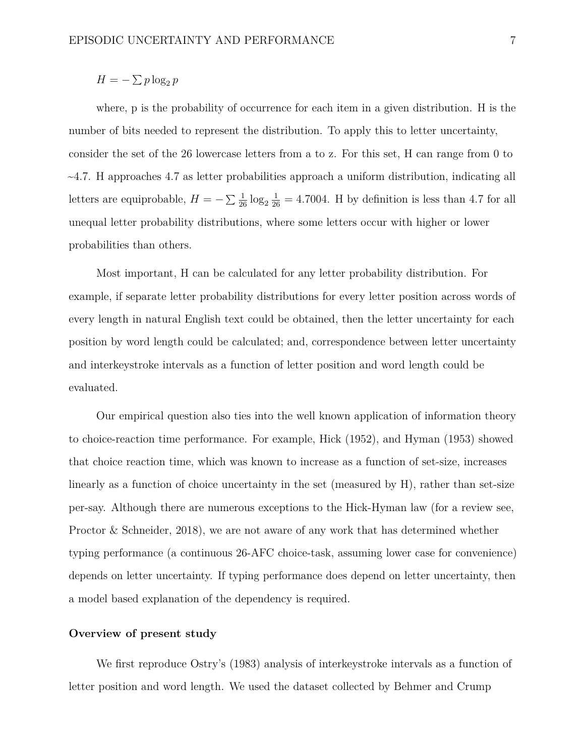$$H = -\sum p \log_2 p$$

where, p is the probability of occurrence for each item in a given distribution. H is the number of bits needed to represent the distribution. To apply this to letter uncertainty, consider the set of the 26 lowercase letters from a to z. For this set, H can range from 0 to ~4.7. H approaches 4.7 as letter probabilities approach a uniform distribution, indicating all letters are equiprobable, $H = -\sum \frac{1}{26} \log_2 \frac{1}{26} = 4.7004$. H by definition is less than 4.7 for all unequal letter probability distributions, where some letters occur with higher or lower probabilities than others.

Most important, H can be calculated for any letter probability distribution. For example, if separate letter probability distributions for every letter position across words of every length in natural English text could be obtained, then the letter uncertainty for each position by word length could be calculated; and, correspondence between letter uncertainty and interkeystroke intervals as a function of letter position and word length could be evaluated.

Our empirical question also ties into the well known application of information theory to choice-reaction time performance. For example, Hick (1952), and Hyman (1953) showed that choice reaction time, which was known to increase as a function of set-size, increases linearly as a function of choice uncertainty in the set (measured by H), rather than set-size per-say. Although there are numerous exceptions to the Hick-Hyman law (for a review see, Proctor & Schneider, 2018), we are not aware of any work that has determined whether typing performance (a continuous 26-AFC choice-task, assuming lower case for convenience) depends on letter uncertainty. If typing performance does depend on letter uncertainty, then a model based explanation of the dependency is required.

## Overview of present study

We first reproduce Ostry's (1983) analysis of interkeystroke intervals as a function of letter position and word length. We used the dataset collected by Behmer and Crump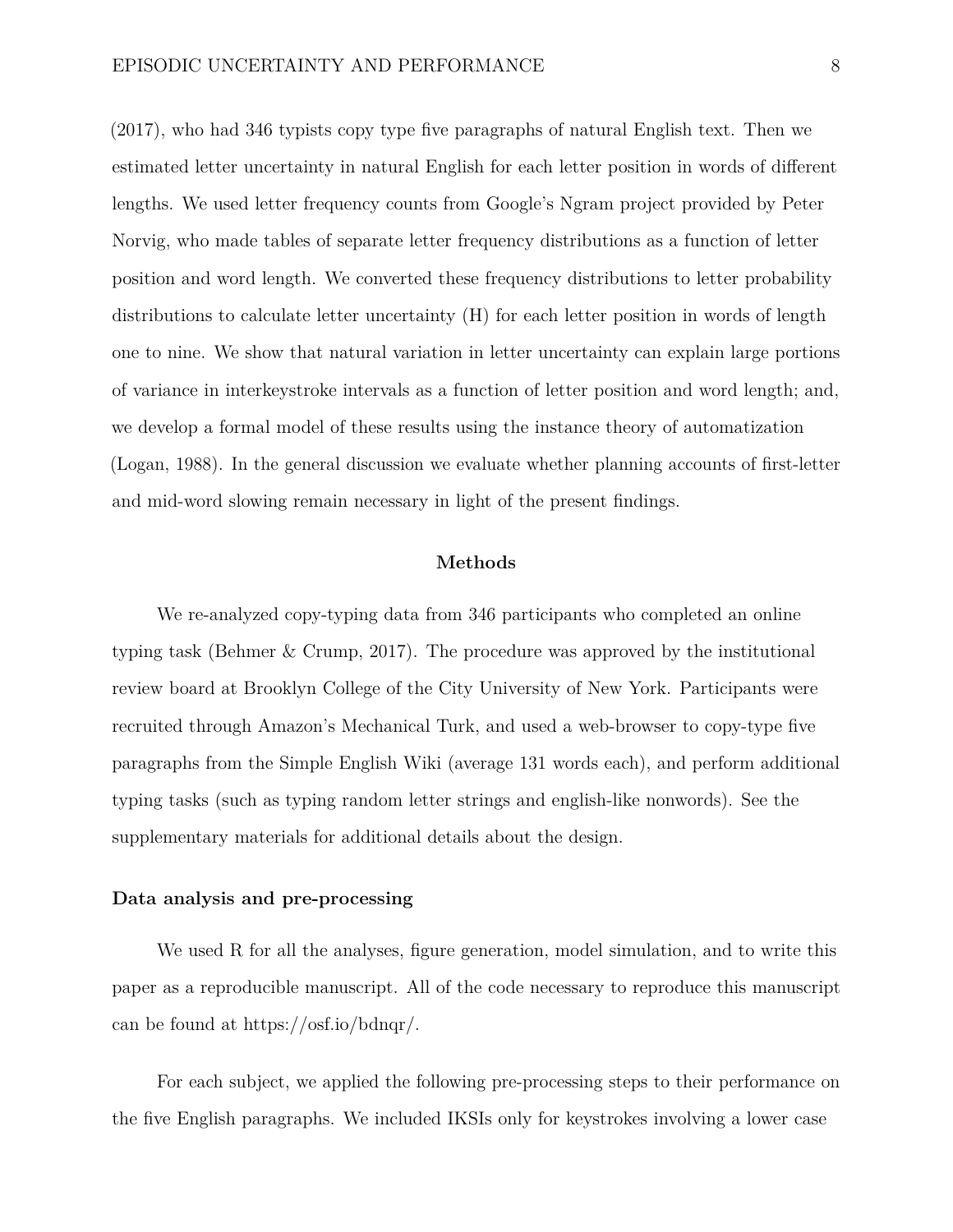(2017), who had 346 typists copy type five paragraphs of natural English text. Then we estimated letter uncertainty in natural English for each letter position in words of different lengths. We used letter frequency counts from Google's Ngram project provided by Peter Norvig, who made tables of separate letter frequency distributions as a function of letter position and word length. We converted these frequency distributions to letter probability distributions to calculate letter uncertainty (H) for each letter position in words of length one to nine. We show that natural variation in letter uncertainty can explain large portions of variance in interkeystroke intervals as a function of letter position and word length; and, we develop a formal model of these results using the instance theory of automatization (Logan, 1988). In the general discussion we evaluate whether planning accounts of first-letter and mid-word slowing remain necessary in light of the present findings.

## Methods

We re-analyzed copy-typing data from 346 participants who completed an online typing task (Behmer & Crump, 2017). The procedure was approved by the institutional review board at Brooklyn College of the City University of New York. Participants were recruited through Amazon's Mechanical Turk, and used a web-browser to copy-type five paragraphs from the Simple English Wiki (average 131 words each), and perform additional typing tasks (such as typing random letter strings and english-like nonwords). See the supplementary materials for additional details about the design.

### Data analysis and pre-processing

We used R for all the analyses, figure generation, model simulation, and to write this paper as a reproducible manuscript. All of the code necessary to reproduce this manuscript can be found at https://osf.io/bdnqr/.

For each subject, we applied the following pre-processing steps to their performance on the five English paragraphs. We included IKSIs only for keystrokes involving a lower case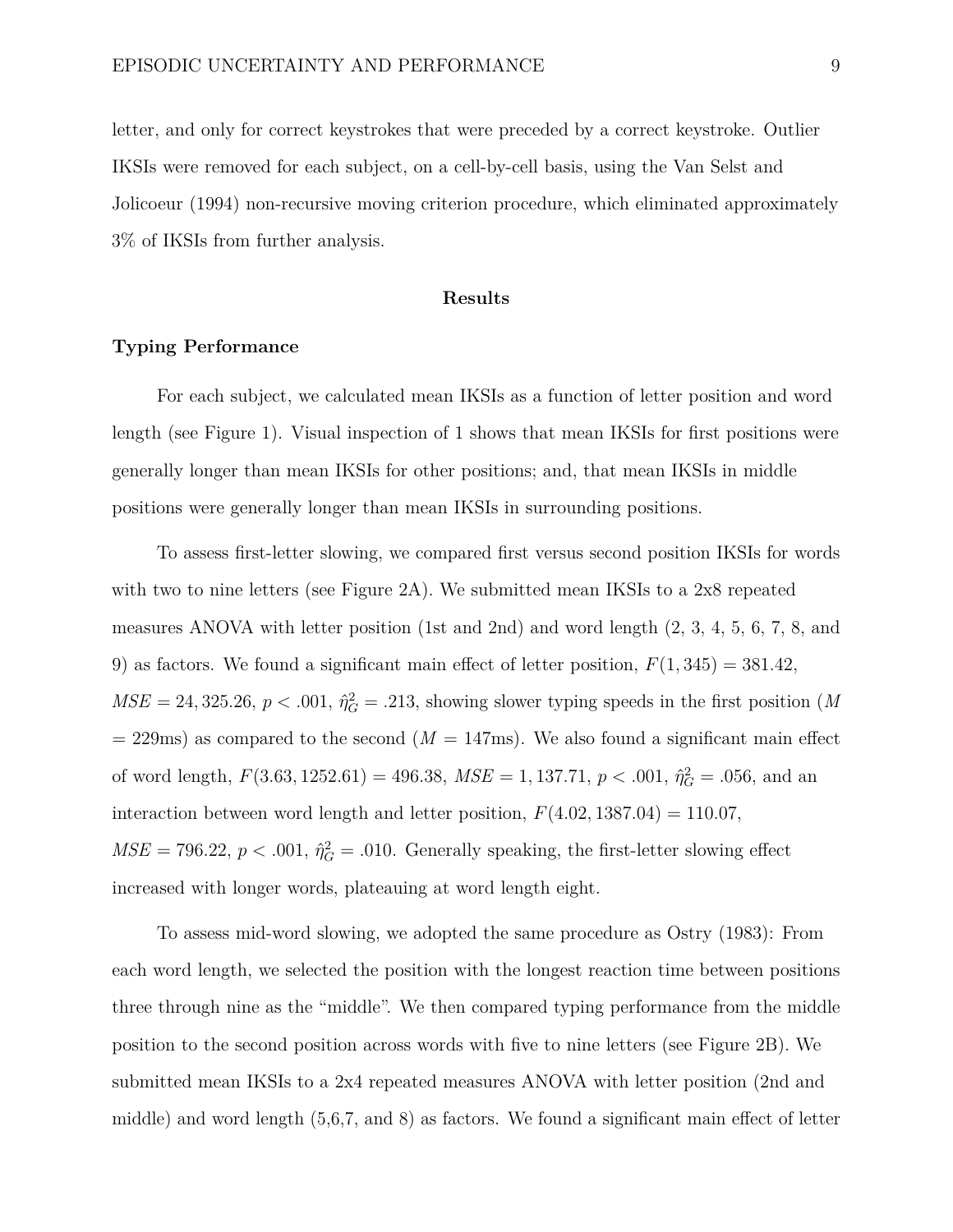letter, and only for correct keystrokes that were preceded by a correct keystroke. Outlier IKSIs were removed for each subject, on a cell-by-cell basis, using the Van Selst and Jolicoeur (1994) non-recursive moving criterion procedure, which eliminated approximately 3% of IKSIs from further analysis.

## Results

### Typing Performance

For each subject, we calculated mean IKSIs as a function of letter position and word length (see Figure 1). Visual inspection of 1 shows that mean IKSIs for first positions were generally longer than mean IKSIs for other positions; and, that mean IKSIs in middle positions were generally longer than mean IKSIs in surrounding positions.

To assess first-letter slowing, we compared first versus second position IKSIs for words with two to nine letters (see Figure 2A). We submitted mean IKSIs to a 2x8 repeated measures ANOVA with letter position (1st and 2nd) and word length (2, 3, 4, 5, 6, 7, 8, and 9) as factors. We found a significant main effect of letter position, $F(1, 345) = 381.42$, $MSE = 24,325.26$, $p < .001$, $\hat{\eta}^2_G = .213$, showing slower typing speeds in the first position ($M$ = 229ms) as compared to the second ($M$ = 147ms). We also found a significant main effect of word length, $F(3.63, 1252.61) = 496.38$, $MSE = 1,137.71$, $p < .001$, $\hat{\eta}^2_G = .056$, and an interaction between word length and letter position, $F(4.02, 1387.04) = 110.07$, $MSE = 796.22$, $p < .001$, $\hat{\eta}^2_G = .010$. Generally speaking, the first-letter slowing effect increased with longer words, plateauing at word length eight.

To assess mid-word slowing, we adopted the same procedure as Ostry (1983): From each word length, we selected the position with the longest reaction time between positions three through nine as the "middle". We then compared typing performance from the middle position to the second position across words with five to nine letters (see Figure 2B). We submitted mean IKSIs to a 2x4 repeated measures ANOVA with letter position (2nd and middle) and word length (5,6,7, and 8) as factors. We found a significant main effect of letter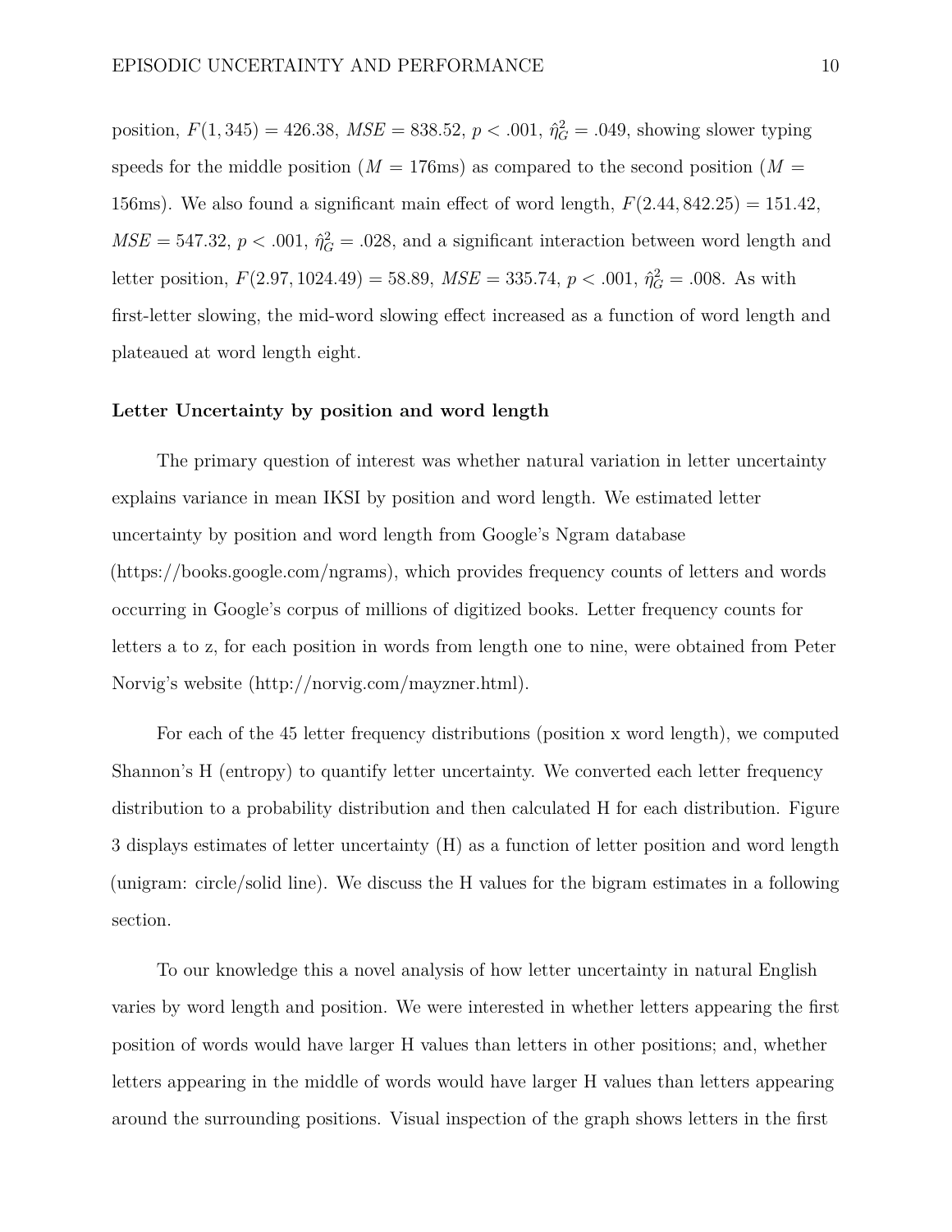position, $F(1, 345) = 426.38$, $MSE = 838.52$, $p < .001$, $\hat{\eta}^2_G = .049$, showing slower typing speeds for the middle position ($M = 176$ms) as compared to the second position ($M = 156$ms). We also found a significant main effect of word length, $F(2.44, 842.25) = 151.42$, $MSE = 547.32$, $p < .001$, $\hat{\eta}^2_G = .028$, and a significant interaction between word length and letter position, $F(2.97, 1024.49) = 58.89$, $MSE = 335.74$, $p < .001$, $\hat{\eta}^2_G = .008$. As with first-letter slowing, the mid-word slowing effect increased as a function of word length and plateaued at word length eight.

### Letter Uncertainty by position and word length

The primary question of interest was whether natural variation in letter uncertainty explains variance in mean IKSI by position and word length. We estimated letter uncertainty by position and word length from Google's Ngram database (https://books.google.com/ngrams), which provides frequency counts of letters and words occurring in Google's corpus of millions of digitized books. Letter frequency counts for letters a to z, for each position in words from length one to nine, were obtained from Peter Norvig's website (http://norvig.com/mayzner.html).

For each of the 45 letter frequency distributions (position x word length), we computed Shannon's H (entropy) to quantify letter uncertainty. We converted each letter frequency distribution to a probability distribution and then calculated H for each distribution. Figure 3 displays estimates of letter uncertainty (H) as a function of letter position and word length (unigram: circle/solid line). We discuss the H values for the bigram estimates in a following section.

To our knowledge this a novel analysis of how letter uncertainty in natural English varies by word length and position. We were interested in whether letters appearing the first position of words would have larger H values than letters in other positions; and, whether letters appearing in the middle of words would have larger H values than letters appearing around the surrounding positions. Visual inspection of the graph shows letters in the first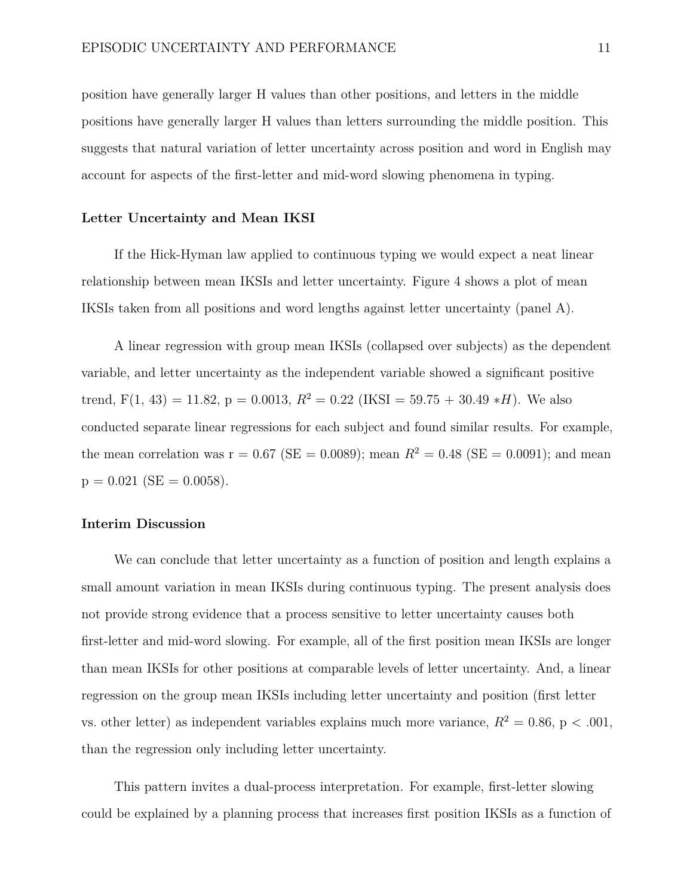position have generally larger H values than other positions, and letters in the middle positions have generally larger H values than letters surrounding the middle position. This suggests that natural variation of letter uncertainty across position and word in English may account for aspects of the first-letter and mid-word slowing phenomena in typing.

### Letter Uncertainty and Mean IKSI

If the Hick-Hyman law applied to continuous typing we would expect a neat linear relationship between mean IKSIs and letter uncertainty. Figure 4 shows a plot of mean IKSIs taken from all positions and word lengths against letter uncertainty (panel A).

A linear regression with group mean IKSIs (collapsed over subjects) as the dependent variable, and letter uncertainty as the independent variable showed a significant positive trend, F(1, 43) = 11.82, p = 0.0013, $R^2 = 0.22$ (IKSI = 59.75 + 30.49 $*H$). We also conducted separate linear regressions for each subject and found similar results. For example, the mean correlation was r = 0.67 (SE = 0.0089); mean $R^2 = 0.48$ (SE = 0.0091); and mean p = 0.021 (SE = 0.0058).

### Interim Discussion

We can conclude that letter uncertainty as a function of position and length explains a small amount variation in mean IKSIs during continuous typing. The present analysis does not provide strong evidence that a process sensitive to letter uncertainty causes both first-letter and mid-word slowing. For example, all of the first position mean IKSIs are longer than mean IKSIs for other positions at comparable levels of letter uncertainty. And, a linear regression on the group mean IKSIs including letter uncertainty and position (first letter vs. other letter) as independent variables explains much more variance, $R^2 = 0.86$, p < .001, than the regression only including letter uncertainty.

This pattern invites a dual-process interpretation. For example, first-letter slowing could be explained by a planning process that increases first position IKSIs as a function of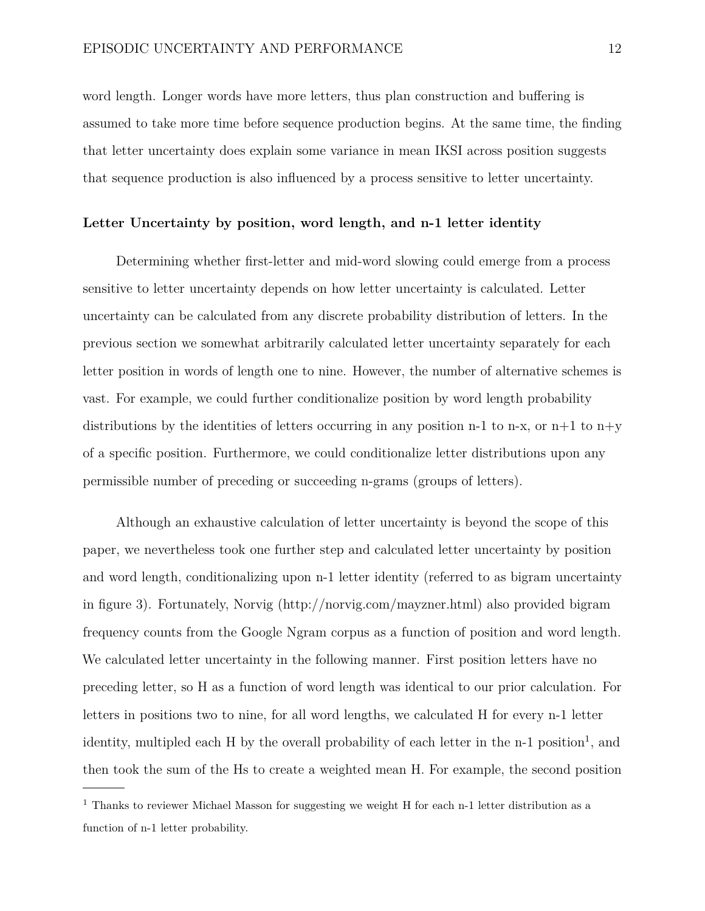word length. Longer words have more letters, thus plan construction and buffering is assumed to take more time before sequence production begins. At the same time, the finding that letter uncertainty does explain some variance in mean IKSI across position suggests that sequence production is also influenced by a process sensitive to letter uncertainty.

### Letter Uncertainty by position, word length, and n-1 letter identity

Determining whether first-letter and mid-word slowing could emerge from a process sensitive to letter uncertainty depends on how letter uncertainty is calculated. Letter uncertainty can be calculated from any discrete probability distribution of letters. In the previous section we somewhat arbitrarily calculated letter uncertainty separately for each letter position in words of length one to nine. However, the number of alternative schemes is vast. For example, we could further conditionalize position by word length probability distributions by the identities of letters occurring in any position n-1 to n-x, or n+1 to n+y of a specific position. Furthermore, we could conditionalize letter distributions upon any permissible number of preceding or succeeding n-grams (groups of letters).

Although an exhaustive calculation of letter uncertainty is beyond the scope of this paper, we nevertheless took one further step and calculated letter uncertainty by position and word length, conditionalizing upon n-1 letter identity (referred to as bigram uncertainty in figure 3). Fortunately, Norvig (http://norvig.com/mayzner.html) also provided bigram frequency counts from the Google Ngram corpus as a function of position and word length. We calculated letter uncertainty in the following manner. First position letters have no preceding letter, so H as a function of word length was identical to our prior calculation. For letters in positions two to nine, for all word lengths, we calculated H for every n-1 letter identity, multipled each H by the overall probability of each letter in the n-1 position[1], and then took the sum of the Hs to create a weighted mean H. For example, the second position

[1] Thanks to reviewer Michael Masson for suggesting we weight H for each n-1 letter distribution as a function of n-1 letter probability.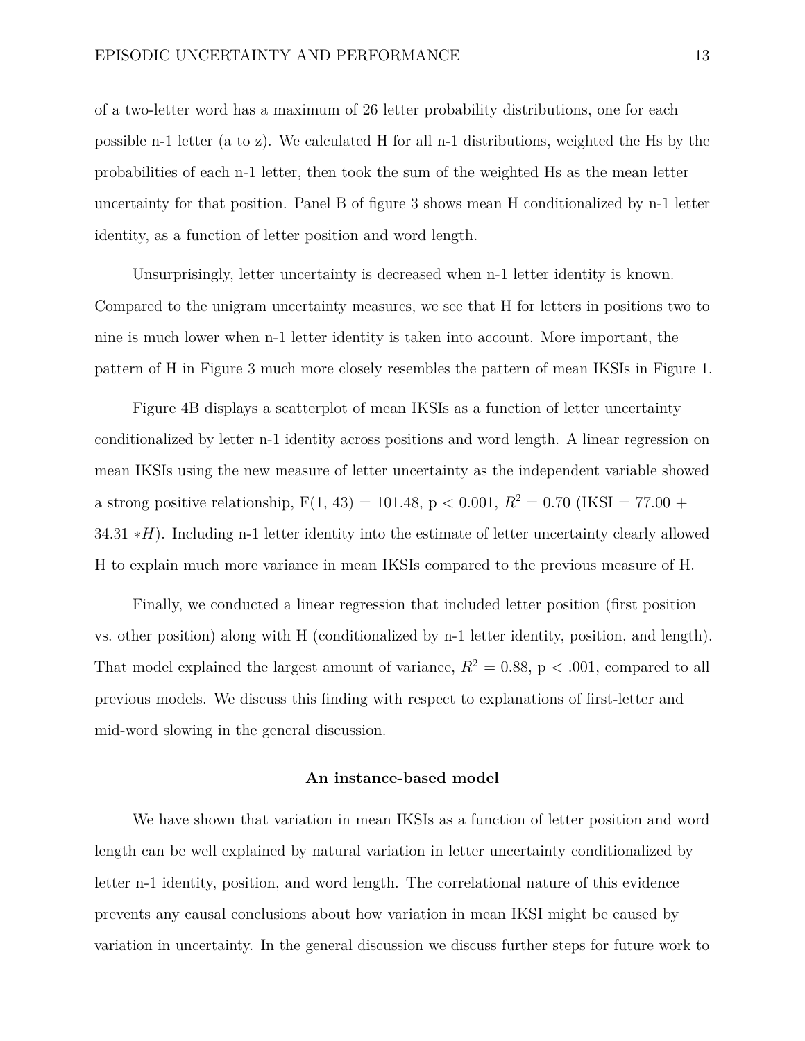of a two-letter word has a maximum of 26 letter probability distributions, one for each possible n-1 letter (a to z). We calculated H for all n-1 distributions, weighted the Hs by the probabilities of each n-1 letter, then took the sum of the weighted Hs as the mean letter uncertainty for that position. Panel B of figure 3 shows mean H conditionalized by n-1 letter identity, as a function of letter position and word length.

Unsurprisingly, letter uncertainty is decreased when n-1 letter identity is known. Compared to the unigram uncertainty measures, we see that H for letters in positions two to nine is much lower when n-1 letter identity is taken into account. More important, the pattern of H in Figure 3 much more closely resembles the pattern of mean IKSIs in Figure 1.

Figure 4B displays a scatterplot of mean IKSIs as a function of letter uncertainty conditionalized by letter n-1 identity across positions and word length. A linear regression on mean IKSIs using the new measure of letter uncertainty as the independent variable showed a strong positive relationship, $F(1, 43) = 101.48$, $p < 0.001$, $R^2 = 0.70$ ($IKSI = 77.00 + 34.31 * H$). Including n-1 letter identity into the estimate of letter uncertainty clearly allowed H to explain much more variance in mean IKSIs compared to the previous measure of H.

Finally, we conducted a linear regression that included letter position (first position vs. other position) along with H (conditionalized by n-1 letter identity, position, and length). That model explained the largest amount of variance, $R^2 = 0.88$, $p < .001$, compared to all previous models. We discuss this finding with respect to explanations of first-letter and mid-word slowing in the general discussion.

## An instance-based model

We have shown that variation in mean IKSIs as a function of letter position and word length can be well explained by natural variation in letter uncertainty conditionalized by letter n-1 identity, position, and word length. The correlational nature of this evidence prevents any causal conclusions about how variation in mean IKSI might be caused by variation in uncertainty. In the general discussion we discuss further steps for future work to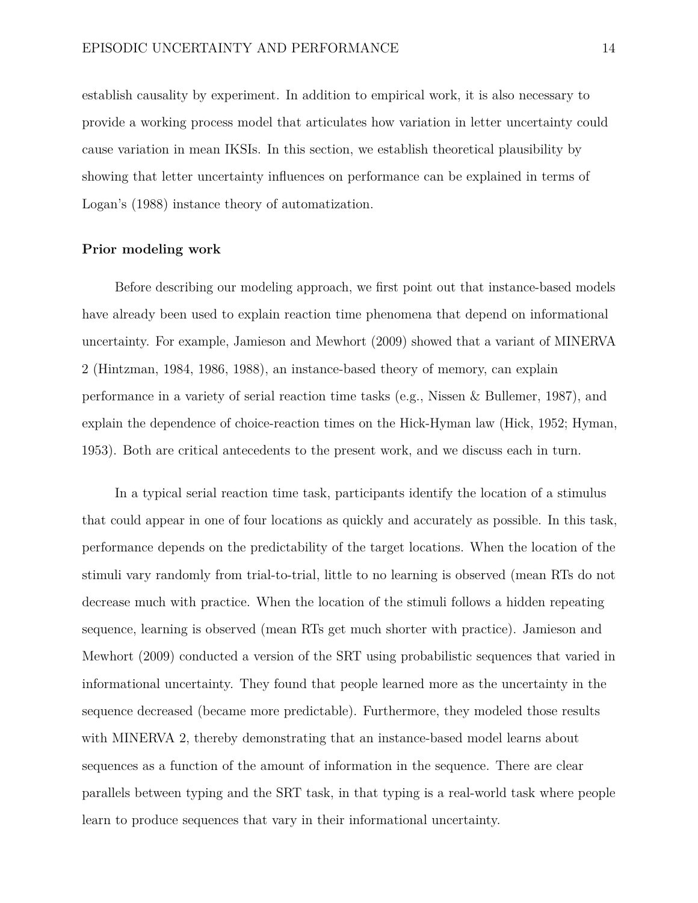establish causality by experiment. In addition to empirical work, it is also necessary to provide a working process model that articulates how variation in letter uncertainty could cause variation in mean IKSIs. In this section, we establish theoretical plausibility by showing that letter uncertainty influences on performance can be explained in terms of Logan's (1988) instance theory of automatization.

### Prior modeling work

Before describing our modeling approach, we first point out that instance-based models have already been used to explain reaction time phenomena that depend on informational uncertainty. For example, Jamieson and Mewhort (2009) showed that a variant of MINERVA 2 (Hintzman, 1984, 1986, 1988), an instance-based theory of memory, can explain performance in a variety of serial reaction time tasks (e.g., Nissen & Bullemer, 1987), and explain the dependence of choice-reaction times on the Hick-Hyman law (Hick, 1952; Hyman, 1953). Both are critical antecedents to the present work, and we discuss each in turn.

In a typical serial reaction time task, participants identify the location of a stimulus that could appear in one of four locations as quickly and accurately as possible. In this task, performance depends on the predictability of the target locations. When the location of the stimuli vary randomly from trial-to-trial, little to no learning is observed (mean RTs do not decrease much with practice. When the location of the stimuli follows a hidden repeating sequence, learning is observed (mean RTs get much shorter with practice). Jamieson and Mewhort (2009) conducted a version of the SRT using probabilistic sequences that varied in informational uncertainty. They found that people learned more as the uncertainty in the sequence decreased (became more predictable). Furthermore, they modeled those results with MINERVA 2, thereby demonstrating that an instance-based model learns about sequences as a function of the amount of information in the sequence. There are clear parallels between typing and the SRT task, in that typing is a real-world task where people learn to produce sequences that vary in their informational uncertainty.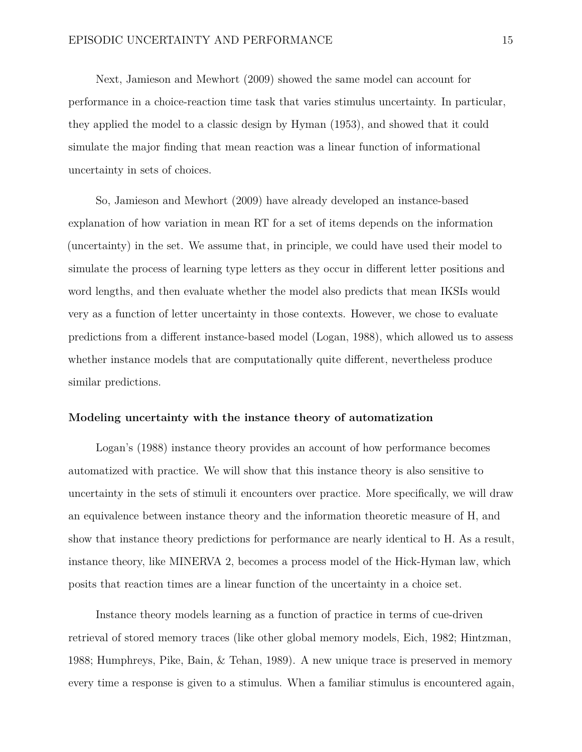Next, Jamieson and Mewhort (2009) showed the same model can account for performance in a choice-reaction time task that varies stimulus uncertainty. In particular, they applied the model to a classic design by Hyman (1953), and showed that it could simulate the major finding that mean reaction was a linear function of informational uncertainty in sets of choices.

So, Jamieson and Mewhort (2009) have already developed an instance-based explanation of how variation in mean RT for a set of items depends on the information (uncertainty) in the set. We assume that, in principle, we could have used their model to simulate the process of learning type letters as they occur in different letter positions and word lengths, and then evaluate whether the model also predicts that mean IKSIs would very as a function of letter uncertainty in those contexts. However, we chose to evaluate predictions from a different instance-based model (Logan, 1988), which allowed us to assess whether instance models that are computationally quite different, nevertheless produce similar predictions.

### Modeling uncertainty with the instance theory of automatization

Logan's (1988) instance theory provides an account of how performance becomes automatized with practice. We will show that this instance theory is also sensitive to uncertainty in the sets of stimuli it encounters over practice. More specifically, we will draw an equivalence between instance theory and the information theoretic measure of H, and show that instance theory predictions for performance are nearly identical to H. As a result, instance theory, like MINERVA 2, becomes a process model of the Hick-Hyman law, which posits that reaction times are a linear function of the uncertainty in a choice set.

Instance theory models learning as a function of practice in terms of cue-driven retrieval of stored memory traces (like other global memory models, Eich, 1982; Hintzman, 1988; Humphreys, Pike, Bain, & Tehan, 1989). A new unique trace is preserved in memory every time a response is given to a stimulus. When a familiar stimulus is encountered again,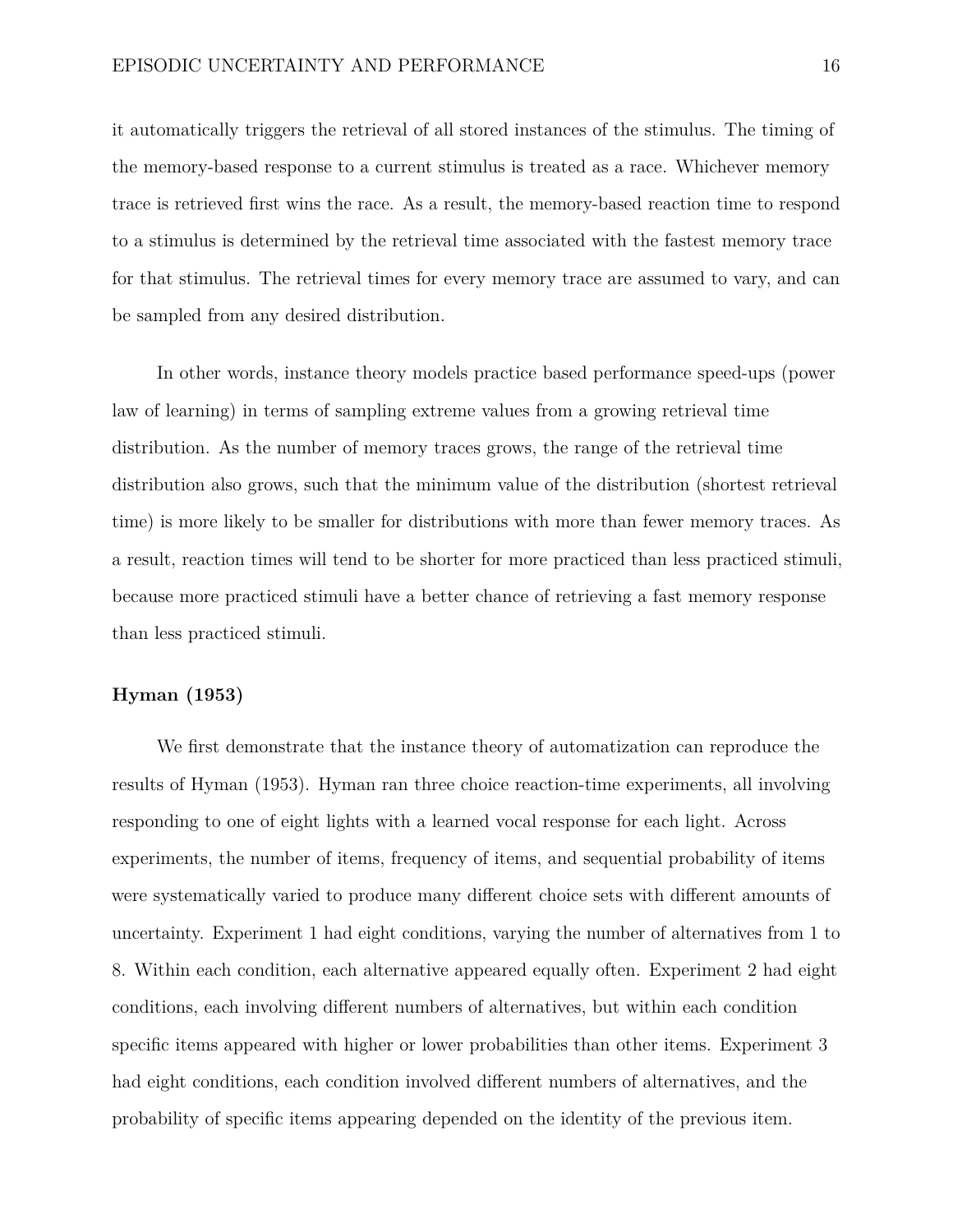it automatically triggers the retrieval of all stored instances of the stimulus. The timing of the memory-based response to a current stimulus is treated as a race. Whichever memory trace is retrieved first wins the race. As a result, the memory-based reaction time to respond to a stimulus is determined by the retrieval time associated with the fastest memory trace for that stimulus. The retrieval times for every memory trace are assumed to vary, and can be sampled from any desired distribution.

In other words, instance theory models practice based performance speed-ups (power law of learning) in terms of sampling extreme values from a growing retrieval time distribution. As the number of memory traces grows, the range of the retrieval time distribution also grows, such that the minimum value of the distribution (shortest retrieval time) is more likely to be smaller for distributions with more than fewer memory traces. As a result, reaction times will tend to be shorter for more practiced than less practiced stimuli, because more practiced stimuli have a better chance of retrieving a fast memory response than less practiced stimuli.

## Hyman (1953)

We first demonstrate that the instance theory of automatization can reproduce the results of Hyman (1953). Hyman ran three choice reaction-time experiments, all involving responding to one of eight lights with a learned vocal response for each light. Across experiments, the number of items, frequency of items, and sequential probability of items were systematically varied to produce many different choice sets with different amounts of uncertainty. Experiment 1 had eight conditions, varying the number of alternatives from 1 to 8. Within each condition, each alternative appeared equally often. Experiment 2 had eight conditions, each involving different numbers of alternatives, but within each condition specific items appeared with higher or lower probabilities than other items. Experiment 3 had eight conditions, each condition involved different numbers of alternatives, and the probability of specific items appearing depended on the identity of the previous item.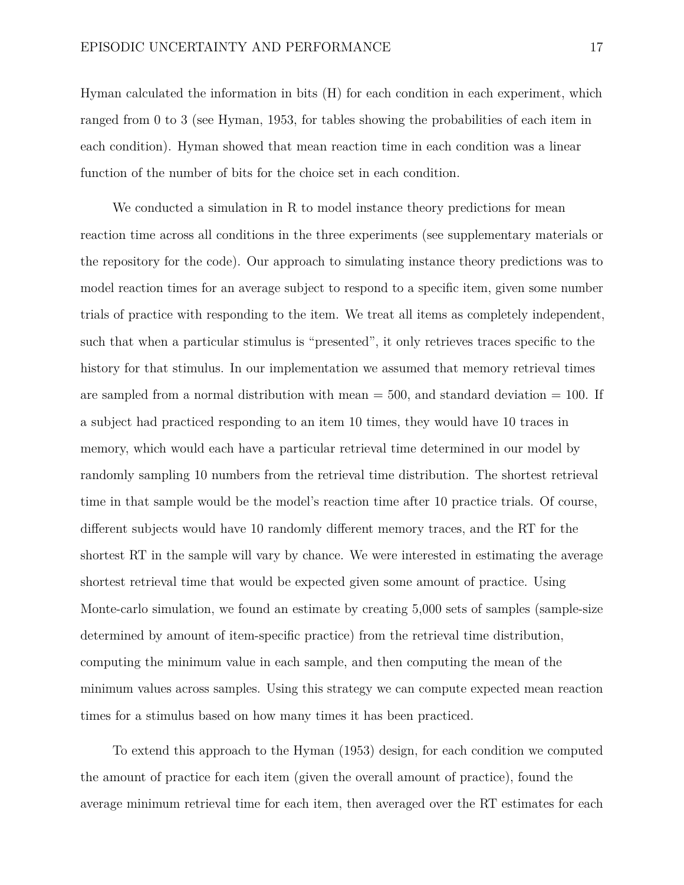Hyman calculated the information in bits (H) for each condition in each experiment, which ranged from 0 to 3 (see Hyman, 1953, for tables showing the probabilities of each item in each condition). Hyman showed that mean reaction time in each condition was a linear function of the number of bits for the choice set in each condition.

We conducted a simulation in R to model instance theory predictions for mean reaction time across all conditions in the three experiments (see supplementary materials or the repository for the code). Our approach to simulating instance theory predictions was to model reaction times for an average subject to respond to a specific item, given some number trials of practice with responding to the item. We treat all items as completely independent, such that when a particular stimulus is "presented", it only retrieves traces specific to the history for that stimulus. In our implementation we assumed that memory retrieval times are sampled from a normal distribution with mean = 500, and standard deviation = 100. If a subject had practiced responding to an item 10 times, they would have 10 traces in memory, which would each have a particular retrieval time determined in our model by randomly sampling 10 numbers from the retrieval time distribution. The shortest retrieval time in that sample would be the model's reaction time after 10 practice trials. Of course, different subjects would have 10 randomly different memory traces, and the RT for the shortest RT in the sample will vary by chance. We were interested in estimating the average shortest retrieval time that would be expected given some amount of practice. Using Monte-carlo simulation, we found an estimate by creating 5,000 sets of samples (sample-size determined by amount of item-specific practice) from the retrieval time distribution, computing the minimum value in each sample, and then computing the mean of the minimum values across samples. Using this strategy we can compute expected mean reaction times for a stimulus based on how many times it has been practiced.

To extend this approach to the Hyman (1953) design, for each condition we computed the amount of practice for each item (given the overall amount of practice), found the average minimum retrieval time for each item, then averaged over the RT estimates for each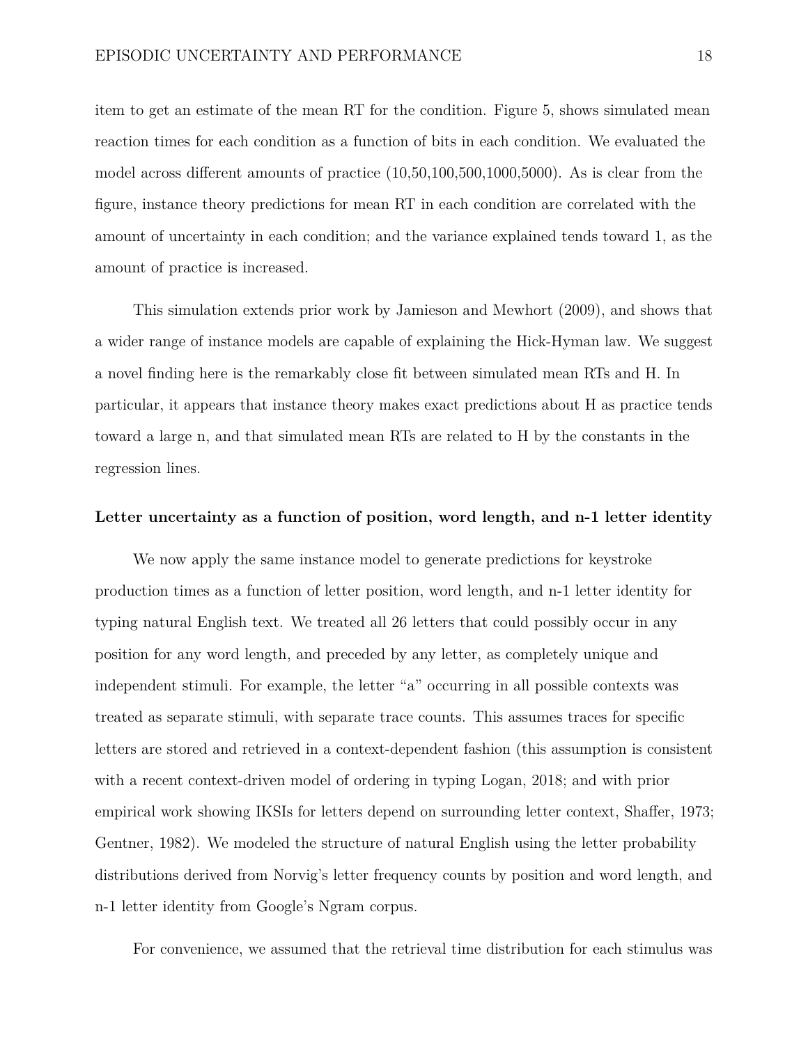item to get an estimate of the mean RT for the condition. Figure 5, shows simulated mean reaction times for each condition as a function of bits in each condition. We evaluated the model across different amounts of practice (10,50,100,500,1000,5000). As is clear from the figure, instance theory predictions for mean RT in each condition are correlated with the amount of uncertainty in each condition; and the variance explained tends toward 1, as the amount of practice is increased.

This simulation extends prior work by Jamieson and Mewhort (2009), and shows that a wider range of instance models are capable of explaining the Hick-Hyman law. We suggest a novel finding here is the remarkably close fit between simulated mean RTs and H. In particular, it appears that instance theory makes exact predictions about H as practice tends toward a large n, and that simulated mean RTs are related to H by the constants in the regression lines.

### Letter uncertainty as a function of position, word length, and n-1 letter identity

We now apply the same instance model to generate predictions for keystroke production times as a function of letter position, word length, and n-1 letter identity for typing natural English text. We treated all 26 letters that could possibly occur in any position for any word length, and preceded by any letter, as completely unique and independent stimuli. For example, the letter "a" occurring in all possible contexts was treated as separate stimuli, with separate trace counts. This assumes traces for specific letters are stored and retrieved in a context-dependent fashion (this assumption is consistent with a recent context-driven model of ordering in typing Logan, 2018; and with prior empirical work showing IKSIs for letters depend on surrounding letter context, Shaffer, 1973; Gentner, 1982). We modeled the structure of natural English using the letter probability distributions derived from Norvig's letter frequency counts by position and word length, and n-1 letter identity from Google's Ngram corpus.

For convenience, we assumed that the retrieval time distribution for each stimulus was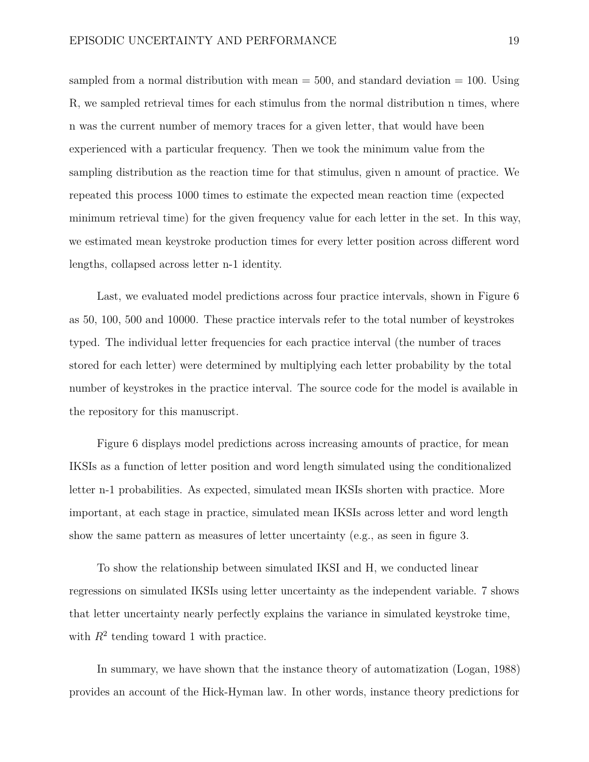sampled from a normal distribution with mean = 500, and standard deviation = 100. Using R, we sampled retrieval times for each stimulus from the normal distribution n times, where n was the current number of memory traces for a given letter, that would have been experienced with a particular frequency. Then we took the minimum value from the sampling distribution as the reaction time for that stimulus, given n amount of practice. We repeated this process 1000 times to estimate the expected mean reaction time (expected minimum retrieval time) for the given frequency value for each letter in the set. In this way, we estimated mean keystroke production times for every letter position across different word lengths, collapsed across letter n-1 identity.

Last, we evaluated model predictions across four practice intervals, shown in Figure 6 as 50, 100, 500 and 10000. These practice intervals refer to the total number of keystrokes typed. The individual letter frequencies for each practice interval (the number of traces stored for each letter) were determined by multiplying each letter probability by the total number of keystrokes in the practice interval. The source code for the model is available in the repository for this manuscript.

Figure 6 displays model predictions across increasing amounts of practice, for mean IKSIs as a function of letter position and word length simulated using the conditionalized letter n-1 probabilities. As expected, simulated mean IKSIs shorten with practice. More important, at each stage in practice, simulated mean IKSIs across letter and word length show the same pattern as measures of letter uncertainty (e.g., as seen in figure 3.

To show the relationship between simulated IKSI and H, we conducted linear regressions on simulated IKSIs using letter uncertainty as the independent variable. 7 shows that letter uncertainty nearly perfectly explains the variance in simulated keystroke time, with $R^2$ tending toward 1 with practice.

In summary, we have shown that the instance theory of automatization (Logan, 1988) provides an account of the Hick-Hyman law. In other words, instance theory predictions for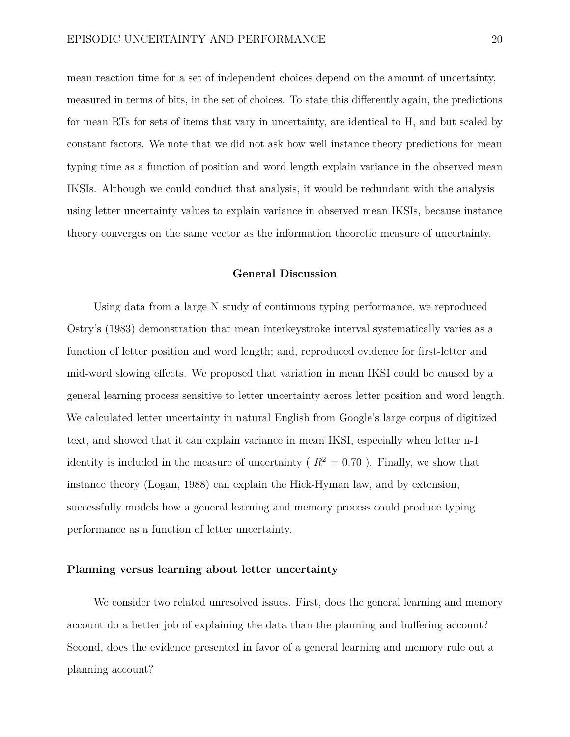mean reaction time for a set of independent choices depend on the amount of uncertainty, measured in terms of bits, in the set of choices. To state this differently again, the predictions for mean RTs for sets of items that vary in uncertainty, are identical to H, and but scaled by constant factors. We note that we did not ask how well instance theory predictions for mean typing time as a function of position and word length explain variance in the observed mean IKSIs. Although we could conduct that analysis, it would be redundant with the analysis using letter uncertainty values to explain variance in observed mean IKSIs, because instance theory converges on the same vector as the information theoretic measure of uncertainty.

## General Discussion

Using data from a large N study of continuous typing performance, we reproduced Ostry's (1983) demonstration that mean interkeystroke interval systematically varies as a function of letter position and word length; and, reproduced evidence for first-letter and mid-word slowing effects. We proposed that variation in mean IKSI could be caused by a general learning process sensitive to letter uncertainty across letter position and word length. We calculated letter uncertainty in natural English from Google's large corpus of digitized text, and showed that it can explain variance in mean IKSI, especially when letter n-1 identity is included in the measure of uncertainty ( $R^2 = 0.70$ ). Finally, we show that instance theory (Logan, 1988) can explain the Hick-Hyman law, and by extension, successfully models how a general learning and memory process could produce typing performance as a function of letter uncertainty.

### Planning versus learning about letter uncertainty

We consider two related unresolved issues. First, does the general learning and memory account do a better job of explaining the data than the planning and buffering account? Second, does the evidence presented in favor of a general learning and memory rule out a planning account?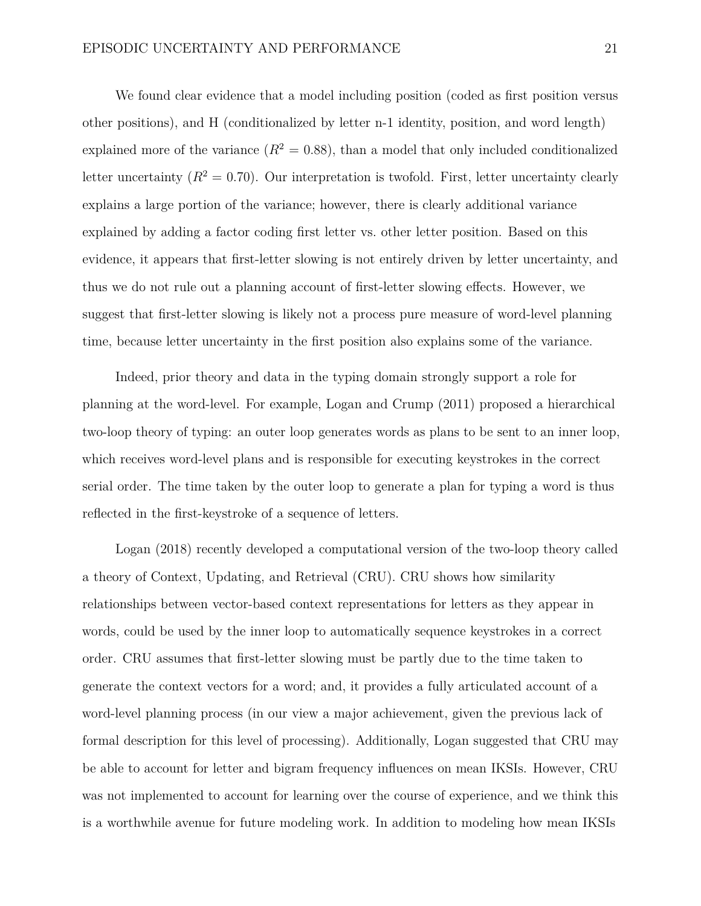We found clear evidence that a model including position (coded as first position versus other positions), and H (conditionalized by letter n-1 identity, position, and word length) explained more of the variance ($R^2 = 0.88$), than a model that only included conditionalized letter uncertainty ($R^2 = 0.70$). Our interpretation is twofold. First, letter uncertainty clearly explains a large portion of the variance; however, there is clearly additional variance explained by adding a factor coding first letter vs. other letter position. Based on this evidence, it appears that first-letter slowing is not entirely driven by letter uncertainty, and thus we do not rule out a planning account of first-letter slowing effects. However, we suggest that first-letter slowing is likely not a process pure measure of word-level planning time, because letter uncertainty in the first position also explains some of the variance.

Indeed, prior theory and data in the typing domain strongly support a role for planning at the word-level. For example, Logan and Crump (2011) proposed a hierarchical two-loop theory of typing: an outer loop generates words as plans to be sent to an inner loop, which receives word-level plans and is responsible for executing keystrokes in the correct serial order. The time taken by the outer loop to generate a plan for typing a word is thus reflected in the first-keystroke of a sequence of letters.

Logan (2018) recently developed a computational version of the two-loop theory called a theory of Context, Updating, and Retrieval (CRU). CRU shows how similarity relationships between vector-based context representations for letters as they appear in words, could be used by the inner loop to automatically sequence keystrokes in a correct order. CRU assumes that first-letter slowing must be partly due to the time taken to generate the context vectors for a word; and, it provides a fully articulated account of a word-level planning process (in our view a major achievement, given the previous lack of formal description for this level of processing). Additionally, Logan suggested that CRU may be able to account for letter and bigram frequency influences on mean IKSIs. However, CRU was not implemented to account for learning over the course of experience, and we think this is a worthwhile avenue for future modeling work. In addition to modeling how mean IKSIs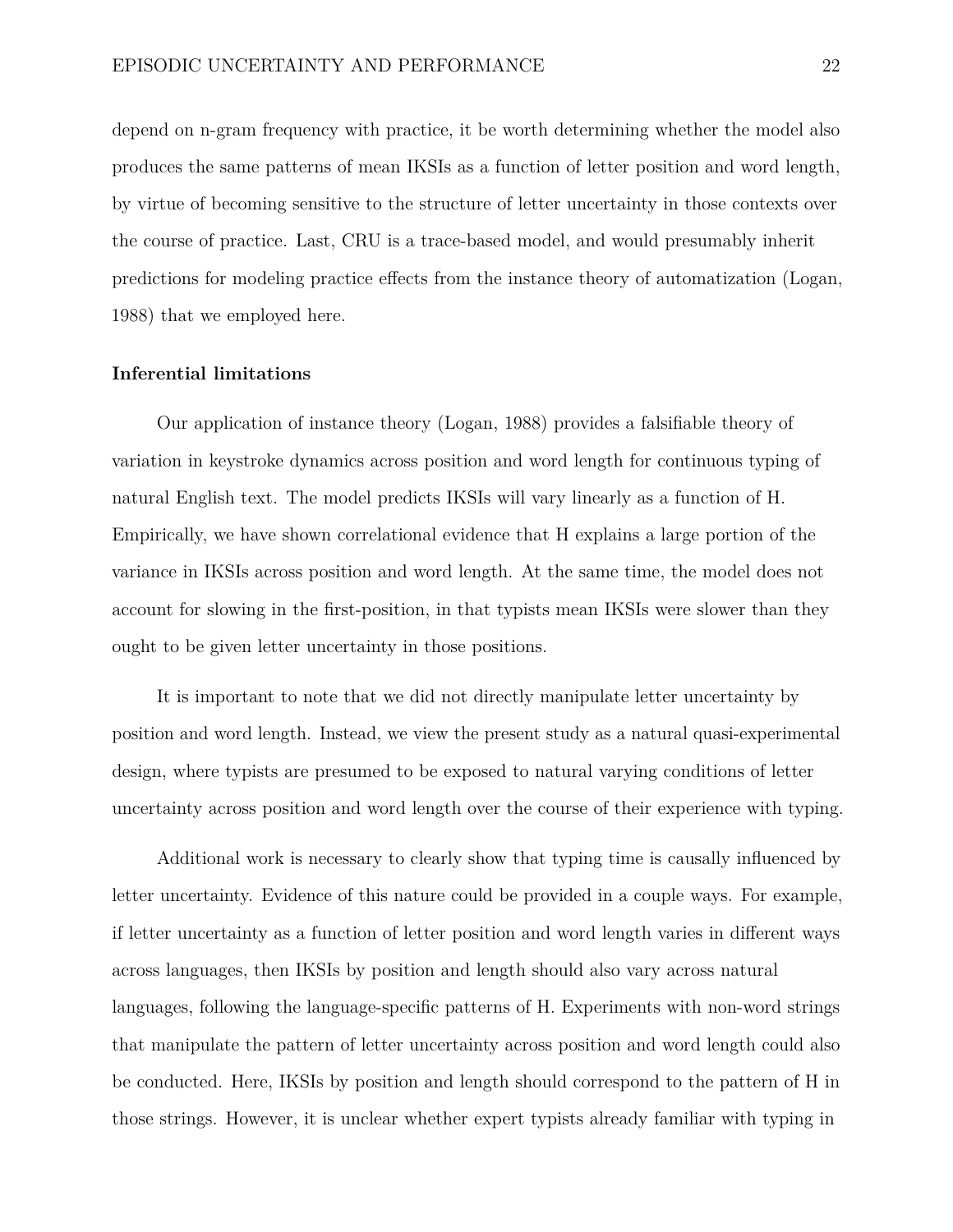depend on n-gram frequency with practice, it be worth determining whether the model also produces the same patterns of mean IKSIs as a function of letter position and word length, by virtue of becoming sensitive to the structure of letter uncertainty in those contexts over the course of practice. Last, CRU is a trace-based model, and would presumably inherit predictions for modeling practice effects from the instance theory of automatization (Logan, 1988) that we employed here.

**Inferential limitations**

Our application of instance theory (Logan, 1988) provides a falsifiable theory of variation in keystroke dynamics across position and word length for continuous typing of natural English text. The model predicts IKSIs will vary linearly as a function of H. Empirically, we have shown correlational evidence that H explains a large portion of the variance in IKSIs across position and word length. At the same time, the model does not account for slowing in the first-position, in that typists mean IKSIs were slower than they ought to be given letter uncertainty in those positions.

It is important to note that we did not directly manipulate letter uncertainty by position and word length. Instead, we view the present study as a natural quasi-experimental design, where typists are presumed to be exposed to natural varying conditions of letter uncertainty across position and word length over the course of their experience with typing.

Additional work is necessary to clearly show that typing time is causally influenced by letter uncertainty. Evidence of this nature could be provided in a couple ways. For example, if letter uncertainty as a function of letter position and word length varies in different ways across languages, then IKSIs by position and length should also vary across natural languages, following the language-specific patterns of H. Experiments with non-word strings that manipulate the pattern of letter uncertainty across position and word length could also be conducted. Here, IKSIs by position and length should correspond to the pattern of H in those strings. However, it is unclear whether expert typists already familiar with typing in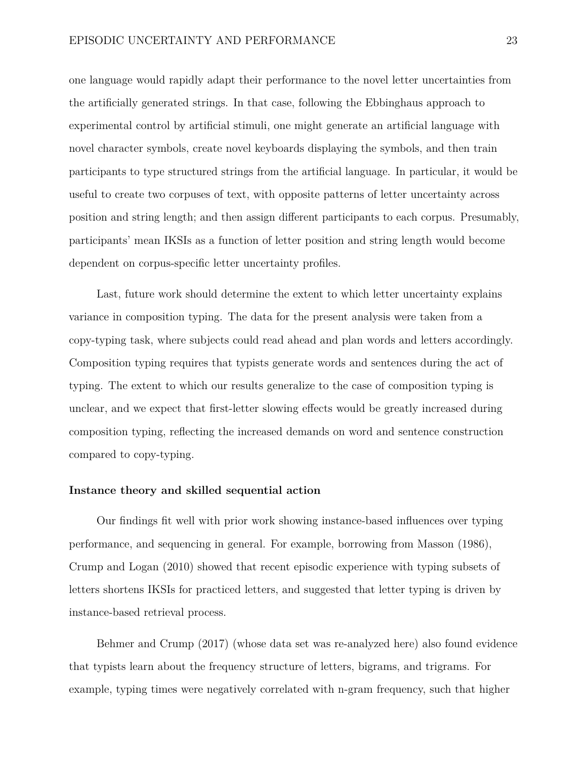one language would rapidly adapt their performance to the novel letter uncertainties from the artificially generated strings. In that case, following the Ebbinghaus approach to experimental control by artificial stimuli, one might generate an artificial language with novel character symbols, create novel keyboards displaying the symbols, and then train participants to type structured strings from the artificial language. In particular, it would be useful to create two corpuses of text, with opposite patterns of letter uncertainty across position and string length; and then assign different participants to each corpus. Presumably, participants' mean IKSIs as a function of letter position and string length would become dependent on corpus-specific letter uncertainty profiles.

Last, future work should determine the extent to which letter uncertainty explains variance in composition typing. The data for the present analysis were taken from a copy-typing task, where subjects could read ahead and plan words and letters accordingly. Composition typing requires that typists generate words and sentences during the act of typing. The extent to which our results generalize to the case of composition typing is unclear, and we expect that first-letter slowing effects would be greatly increased during composition typing, reflecting the increased demands on word and sentence construction compared to copy-typing.

### Instance theory and skilled sequential action

Our findings fit well with prior work showing instance-based influences over typing performance, and sequencing in general. For example, borrowing from Masson (1986), Crump and Logan (2010) showed that recent episodic experience with typing subsets of letters shortens IKSIs for practiced letters, and suggested that letter typing is driven by instance-based retrieval process.

Behmer and Crump (2017) (whose data set was re-analyzed here) also found evidence that typists learn about the frequency structure of letters, bigrams, and trigrams. For example, typing times were negatively correlated with n-gram frequency, such that higher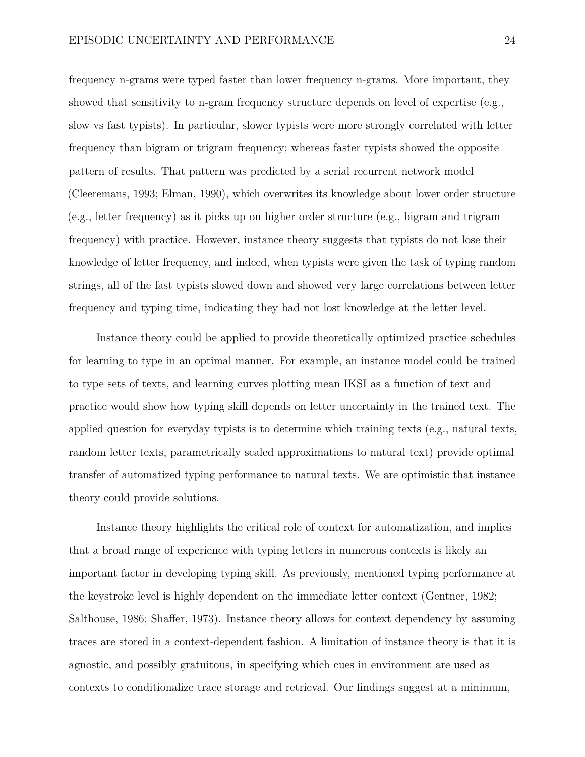frequency n-grams were typed faster than lower frequency n-grams. More important, they showed that sensitivity to n-gram frequency structure depends on level of expertise (e.g., slow vs fast typists). In particular, slower typists were more strongly correlated with letter frequency than bigram or trigram frequency; whereas faster typists showed the opposite pattern of results. That pattern was predicted by a serial recurrent network model (Cleeremans, 1993; Elman, 1990), which overwrites its knowledge about lower order structure (e.g., letter frequency) as it picks up on higher order structure (e.g., bigram and trigram frequency) with practice. However, instance theory suggests that typists do not lose their knowledge of letter frequency, and indeed, when typists were given the task of typing random strings, all of the fast typists slowed down and showed very large correlations between letter frequency and typing time, indicating they had not lost knowledge at the letter level.

Instance theory could be applied to provide theoretically optimized practice schedules for learning to type in an optimal manner. For example, an instance model could be trained to type sets of texts, and learning curves plotting mean IKSI as a function of text and practice would show how typing skill depends on letter uncertainty in the trained text. The applied question for everyday typists is to determine which training texts (e.g., natural texts, random letter texts, parametrically scaled approximations to natural text) provide optimal transfer of automatized typing performance to natural texts. We are optimistic that instance theory could provide solutions.

Instance theory highlights the critical role of context for automatization, and implies that a broad range of experience with typing letters in numerous contexts is likely an important factor in developing typing skill. As previously, mentioned typing performance at the keystroke level is highly dependent on the immediate letter context (Gentner, 1982; Salthouse, 1986; Shaffer, 1973). Instance theory allows for context dependency by assuming traces are stored in a context-dependent fashion. A limitation of instance theory is that it is agnostic, and possibly gratuitous, in specifying which cues in environment are used as contexts to conditionalize trace storage and retrieval. Our findings suggest at a minimum,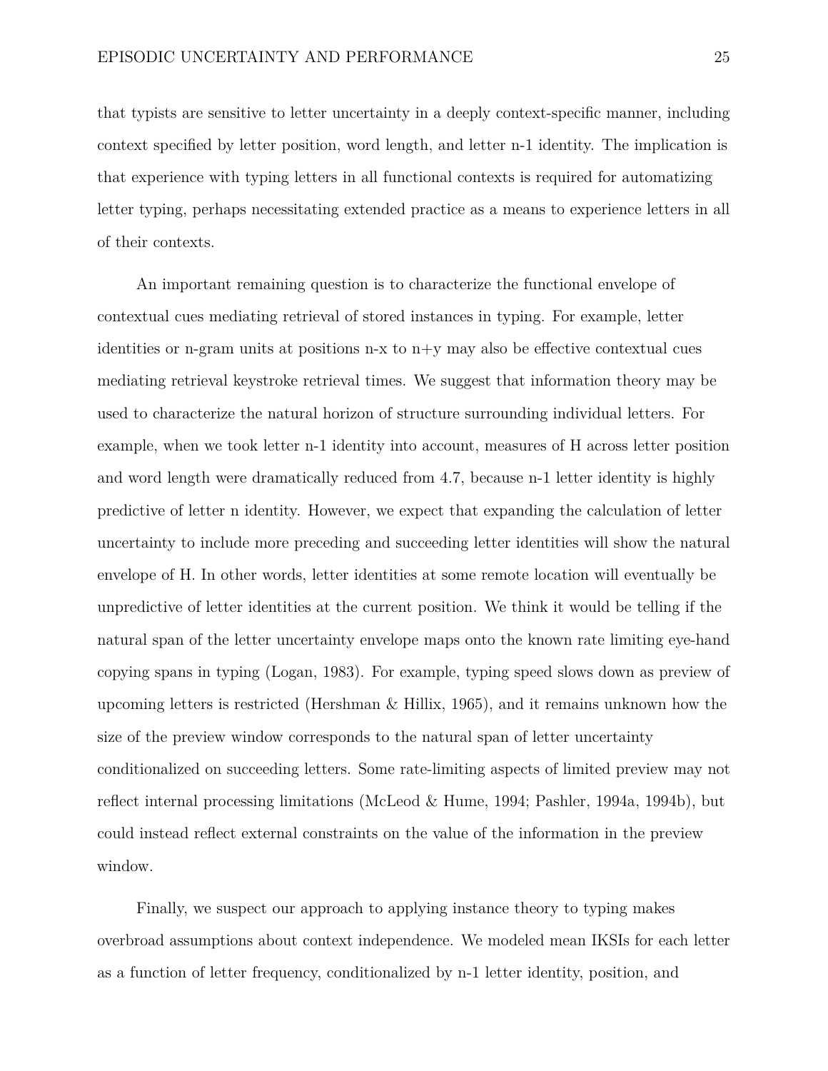that typists are sensitive to letter uncertainty in a deeply context-specific manner, including context specified by letter position, word length, and letter n-1 identity. The implication is that experience with typing letters in all functional contexts is required for automatizing letter typing, perhaps necessitating extended practice as a means to experience letters in all of their contexts.

An important remaining question is to characterize the functional envelope of contextual cues mediating retrieval of stored instances in typing. For example, letter identities or n-gram units at positions n-x to n+y may also be effective contextual cues mediating retrieval keystroke retrieval times. We suggest that information theory may be used to characterize the natural horizon of structure surrounding individual letters. For example, when we took letter n-1 identity into account, measures of H across letter position and word length were dramatically reduced from 4.7, because n-1 letter identity is highly predictive of letter n identity. However, we expect that expanding the calculation of letter uncertainty to include more preceding and succeeding letter identities will show the natural envelope of H. In other words, letter identities at some remote location will eventually be unpredictive of letter identities at the current position. We think it would be telling if the natural span of the letter uncertainty envelope maps onto the known rate limiting eye-hand copying spans in typing (Logan, 1983). For example, typing speed slows down as preview of upcoming letters is restricted (Hershman & Hillix, 1965), and it remains unknown how the size of the preview window corresponds to the natural span of letter uncertainty conditionalized on succeeding letters. Some rate-limiting aspects of limited preview may not reflect internal processing limitations (McLeod & Hume, 1994; Pashler, 1994a, 1994b), but could instead reflect external constraints on the value of the information in the preview window.

Finally, we suspect our approach to applying instance theory to typing makes overbroad assumptions about context independence. We modeled mean IKSIs for each letter as a function of letter frequency, conditionalized by n-1 letter identity, position, and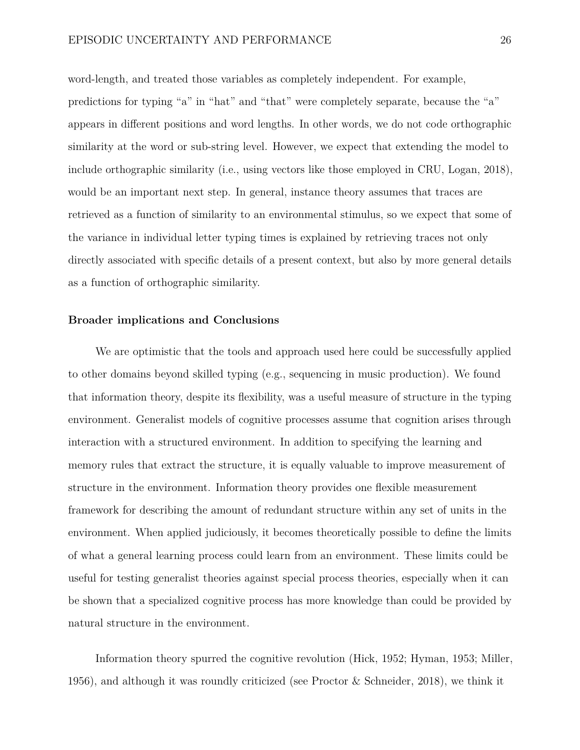word-length, and treated those variables as completely independent. For example, predictions for typing "a" in "hat" and "that" were completely separate, because the "a" appears in different positions and word lengths. In other words, we do not code orthographic similarity at the word or sub-string level. However, we expect that extending the model to include orthographic similarity (i.e., using vectors like those employed in CRU, Logan, 2018), would be an important next step. In general, instance theory assumes that traces are retrieved as a function of similarity to an environmental stimulus, so we expect that some of the variance in individual letter typing times is explained by retrieving traces not only directly associated with specific details of a present context, but also by more general details as a function of orthographic similarity.

### Broader implications and Conclusions

We are optimistic that the tools and approach used here could be successfully applied to other domains beyond skilled typing (e.g., sequencing in music production). We found that information theory, despite its flexibility, was a useful measure of structure in the typing environment. Generalist models of cognitive processes assume that cognition arises through interaction with a structured environment. In addition to specifying the learning and memory rules that extract the structure, it is equally valuable to improve measurement of structure in the environment. Information theory provides one flexible measurement framework for describing the amount of redundant structure within any set of units in the environment. When applied judiciously, it becomes theoretically possible to define the limits of what a general learning process could learn from an environment. These limits could be useful for testing generalist theories against special process theories, especially when it can be shown that a specialized cognitive process has more knowledge than could be provided by natural structure in the environment.

Information theory spurred the cognitive revolution (Hick, 1952; Hyman, 1953; Miller, 1956), and although it was roundly criticized (see Proctor & Schneider, 2018), we think it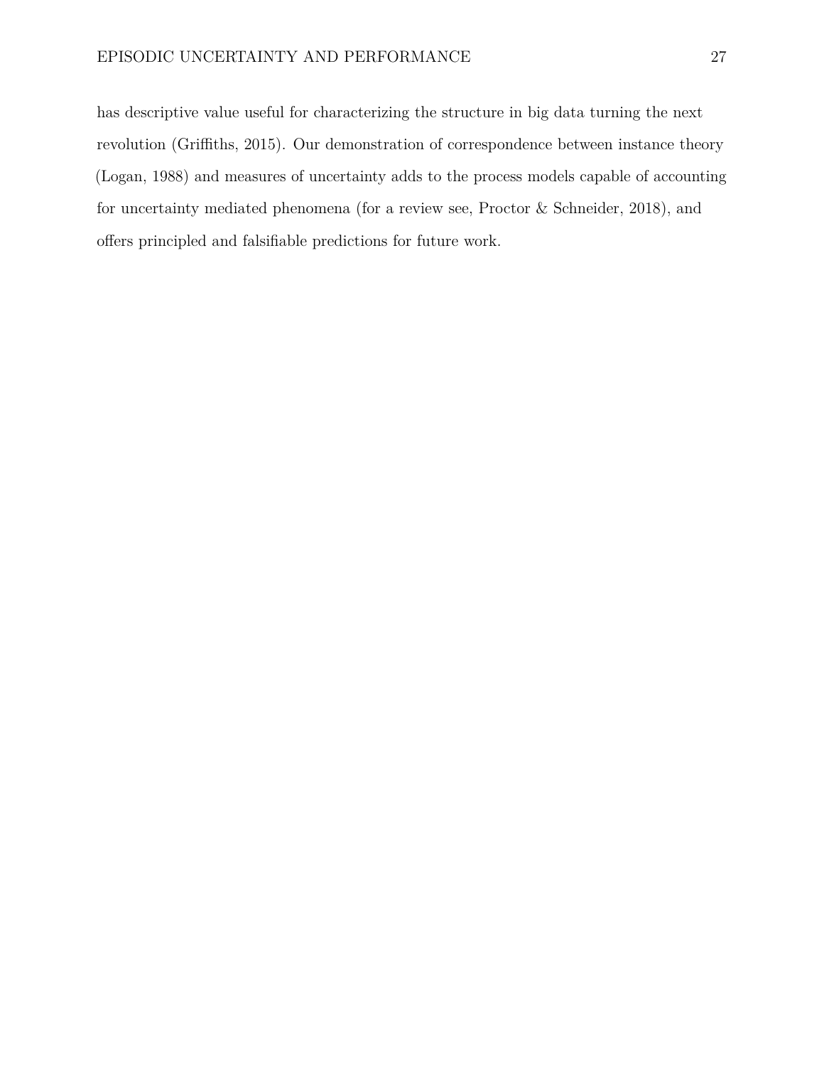has descriptive value useful for characterizing the structure in big data turning the next revolution (Griffiths, 2015). Our demonstration of correspondence between instance theory (Logan, 1988) and measures of uncertainty adds to the process models capable of accounting for uncertainty mediated phenomena (for a review see, Proctor & Schneider, 2018), and offers principled and falsifiable predictions for future work.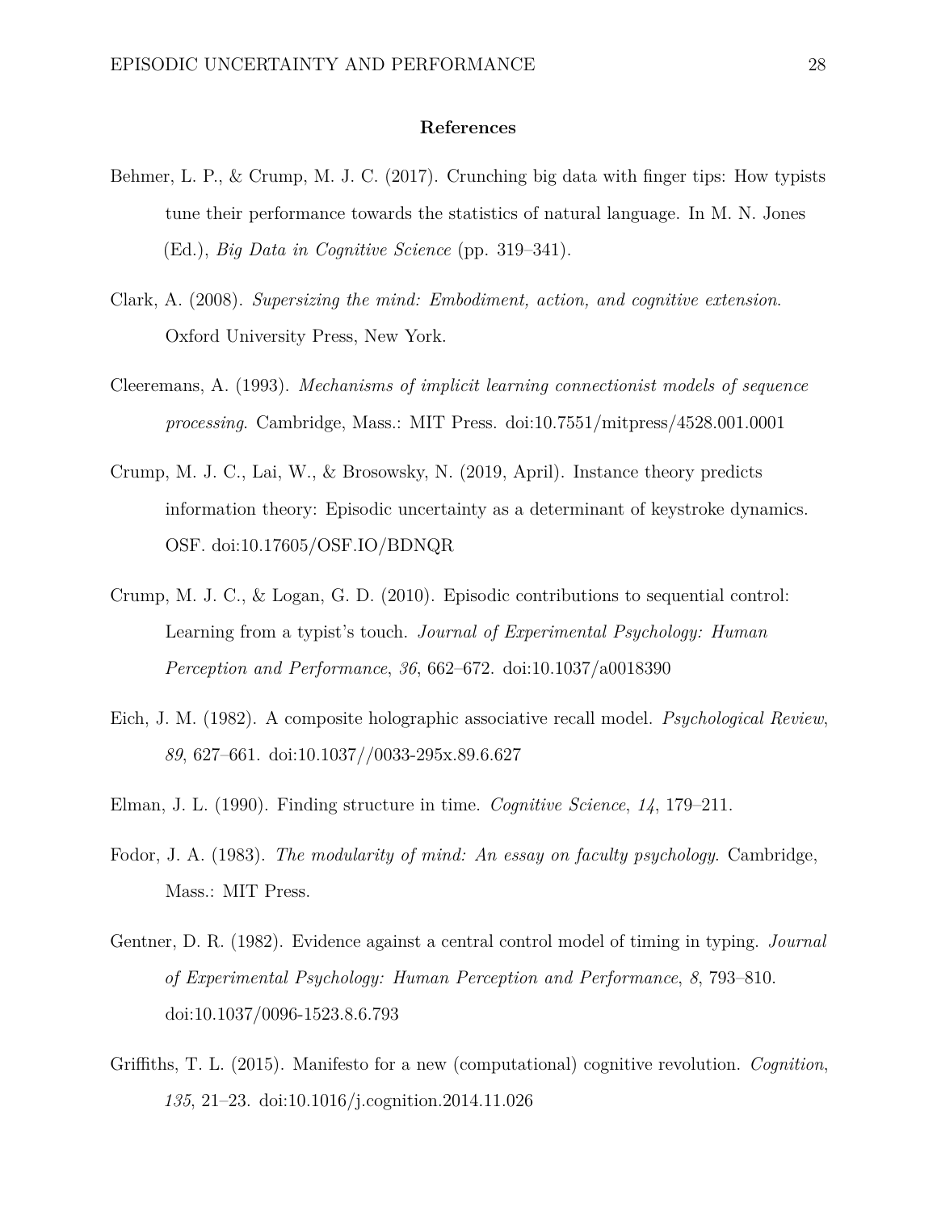# References

Behmer, L. P., & Crump, M. J. C. (2017). Crunching big data with finger tips: How typists tune their performance towards the statistics of natural language. In M. N. Jones (Ed.), *Big Data in Cognitive Science* (pp. 319–341).

Clark, A. (2008). *Supersizing the mind: Embodiment, action, and cognitive extension*. Oxford University Press, New York.

Cleeremans, A. (1993). *Mechanisms of implicit learning connectionist models of sequence processing*. Cambridge, Mass.: MIT Press. doi:10.7551/mitpress/4528.001.0001

Crump, M. J. C., Lai, W., & Brosowsky, N. (2019, April). Instance theory predicts information theory: Episodic uncertainty as a determinant of keystroke dynamics. OSF. doi:10.17605/OSF.IO/BDNQR

Crump, M. J. C., & Logan, G. D. (2010). Episodic contributions to sequential control: Learning from a typist's touch. *Journal of Experimental Psychology: Human Perception and Performance*, *36*, 662–672. doi:10.1037/a0018390

Eich, J. M. (1982). A composite holographic associative recall model. *Psychological Review*, *89*, 627–661. doi:10.1037//0033-295x.89.6.627

Elman, J. L. (1990). Finding structure in time. *Cognitive Science*, *14*, 179–211.

Fodor, J. A. (1983). *The modularity of mind: An essay on faculty psychology*. Cambridge, Mass.: MIT Press.

Gentner, D. R. (1982). Evidence against a central control model of timing in typing. *Journal of Experimental Psychology: Human Perception and Performance*, *8*, 793–810. doi:10.1037/0096-1523.8.6.793

Griffiths, T. L. (2015). Manifesto for a new (computational) cognitive revolution. *Cognition*, *135*, 21–23. doi:10.1016/j.cognition.2014.11.026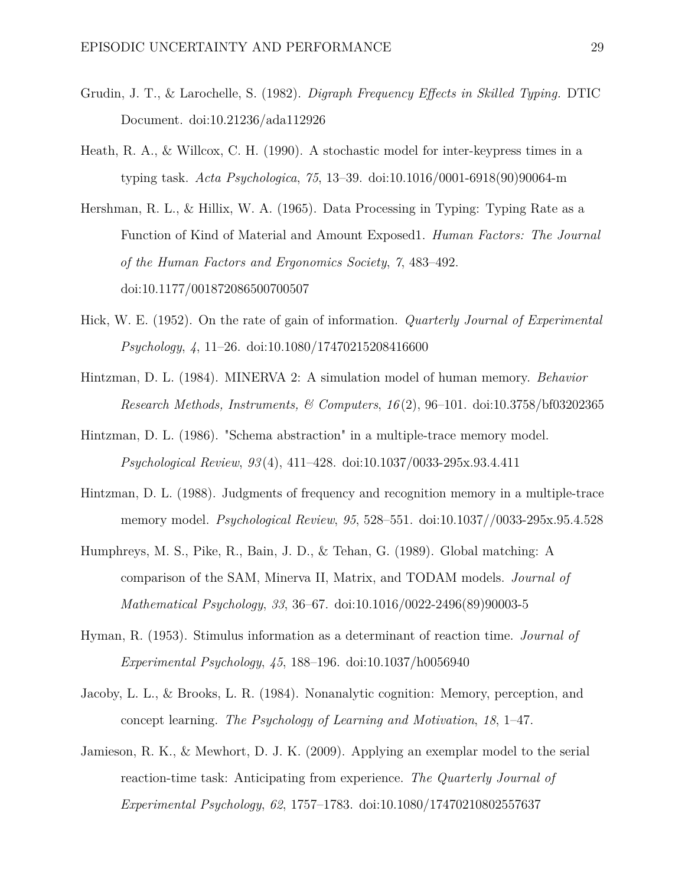Grudin, J. T., & Larochelle, S. (1982). *Digraph Frequency Effects in Skilled Typing.* DTIC Document. doi:10.21236/ada112926

Heath, R. A., & Willcox, C. H. (1990). A stochastic model for inter-keypress times in a typing task. *Acta Psychologica*, *75*, 13–39. doi:10.1016/0001-6918(90)90064-m

Hershman, R. L., & Hillix, W. A. (1965). Data Processing in Typing: Typing Rate as a Function of Kind of Material and Amount Exposed1. *Human Factors: The Journal of the Human Factors and Ergonomics Society*, *7*, 483–492. doi:10.1177/001872086500700507

Hick, W. E. (1952). On the rate of gain of information. *Quarterly Journal of Experimental Psychology*, *4*, 11–26. doi:10.1080/17470215208416600

Hintzman, D. L. (1984). MINERVA 2: A simulation model of human memory. *Behavior Research Methods, Instruments, & Computers*, *16*(2), 96–101. doi:10.3758/bf03202365

Hintzman, D. L. (1986). "Schema abstraction" in a multiple-trace memory model. *Psychological Review*, *93*(4), 411–428. doi:10.1037/0033-295x.93.4.411

Hintzman, D. L. (1988). Judgments of frequency and recognition memory in a multiple-trace memory model. *Psychological Review*, *95*, 528–551. doi:10.1037//0033-295x.95.4.528

Humphreys, M. S., Pike, R., Bain, J. D., & Tehan, G. (1989). Global matching: A comparison of the SAM, Minerva II, Matrix, and TODAM models. *Journal of Mathematical Psychology*, *33*, 36–67. doi:10.1016/0022-2496(89)90003-5

Hyman, R. (1953). Stimulus information as a determinant of reaction time. *Journal of Experimental Psychology*, *45*, 188–196. doi:10.1037/h0056940

Jacoby, L. L., & Brooks, L. R. (1984). Nonanalytic cognition: Memory, perception, and concept learning. *The Psychology of Learning and Motivation*, *18*, 1–47.

Jamieson, R. K., & Mewhort, D. J. K. (2009). Applying an exemplar model to the serial reaction-time task: Anticipating from experience. *The Quarterly Journal of Experimental Psychology*, *62*, 1757–1783. doi:10.1080/17470210802557637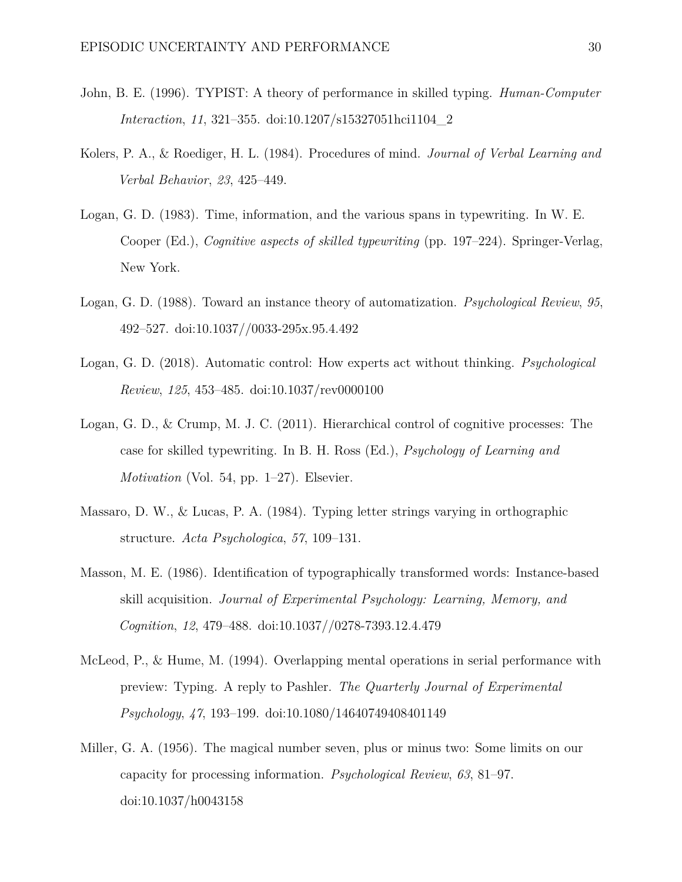John, B. E. (1996). TYPIST: A theory of performance in skilled typing. *Human-Computer Interaction*, *11*, 321–355. doi:10.1207/s15327051hci1104_2

Kolers, P. A., & Roediger, H. L. (1984). Procedures of mind. *Journal of Verbal Learning and Verbal Behavior*, *23*, 425–449.

Logan, G. D. (1983). Time, information, and the various spans in typewriting. In W. E. Cooper (Ed.), *Cognitive aspects of skilled typewriting* (pp. 197–224). Springer-Verlag, New York.

Logan, G. D. (1988). Toward an instance theory of automatization. *Psychological Review*, *95*, 492–527. doi:10.1037//0033-295x.95.4.492

Logan, G. D. (2018). Automatic control: How experts act without thinking. *Psychological Review*, *125*, 453–485. doi:10.1037/rev0000100

Logan, G. D., & Crump, M. J. C. (2011). Hierarchical control of cognitive processes: The case for skilled typewriting. In B. H. Ross (Ed.), *Psychology of Learning and Motivation* (Vol. 54, pp. 1–27). Elsevier.

Massaro, D. W., & Lucas, P. A. (1984). Typing letter strings varying in orthographic structure. *Acta Psychologica*, *57*, 109–131.

Masson, M. E. (1986). Identification of typographically transformed words: Instance-based skill acquisition. *Journal of Experimental Psychology: Learning, Memory, and Cognition*, *12*, 479–488. doi:10.1037//0278-7393.12.4.479

McLeod, P., & Hume, M. (1994). Overlapping mental operations in serial performance with preview: Typing. A reply to Pashler. *The Quarterly Journal of Experimental Psychology*, *47*, 193–199. doi:10.1080/14640749408401149

Miller, G. A. (1956). The magical number seven, plus or minus two: Some limits on our capacity for processing information. *Psychological Review*, *63*, 81–97. doi:10.1037/h0043158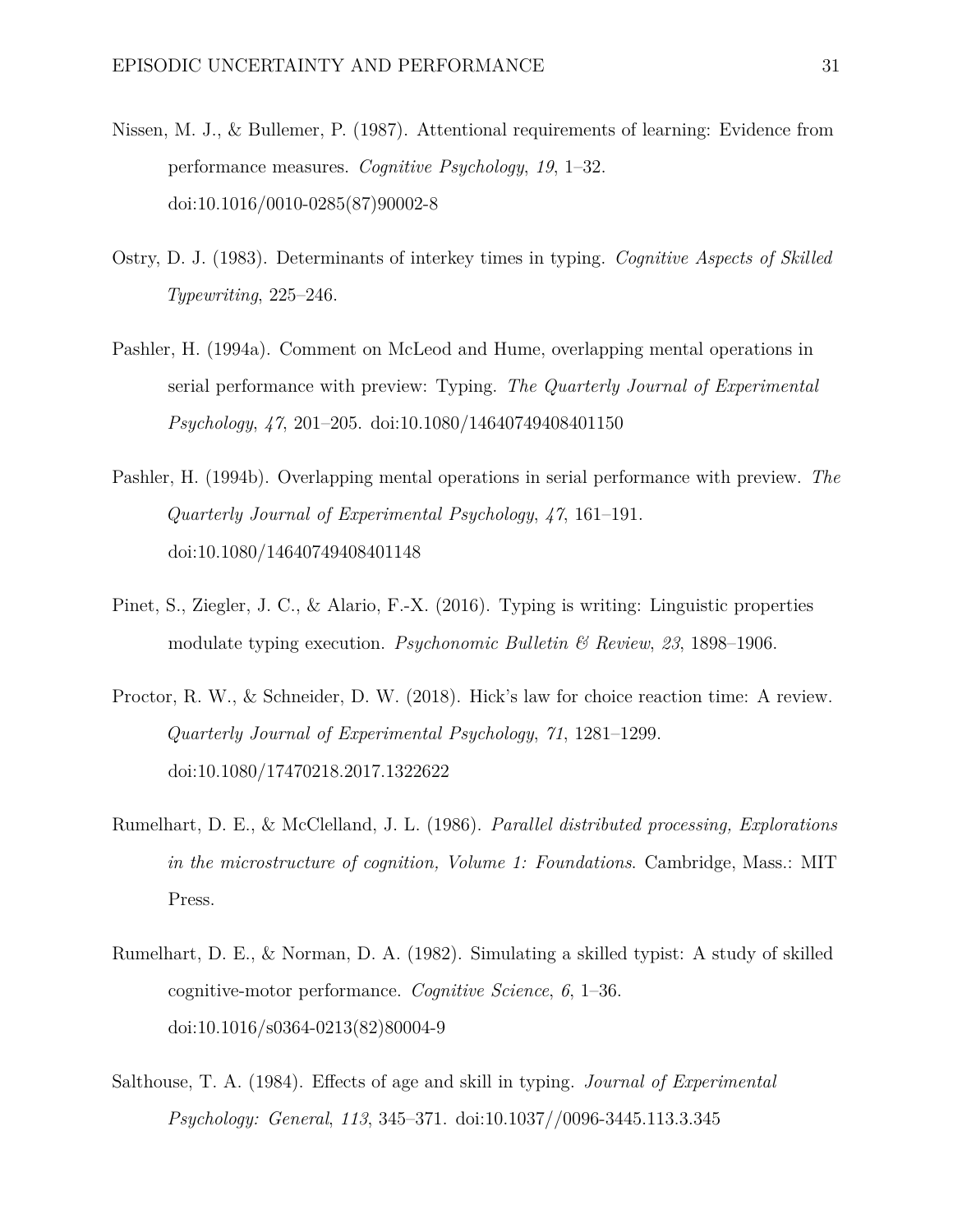Nissen, M. J., & Bullemer, P. (1987). Attentional requirements of learning: Evidence from performance measures. *Cognitive Psychology*, *19*, 1–32. doi:10.1016/0010-0285(87)90002-8

Ostry, D. J. (1983). Determinants of interkey times in typing. *Cognitive Aspects of Skilled Typewriting*, 225–246.

Pashler, H. (1994a). Comment on McLeod and Hume, overlapping mental operations in serial performance with preview: Typing. *The Quarterly Journal of Experimental Psychology*, *47*, 201–205. doi:10.1080/14640749408401150

Pashler, H. (1994b). Overlapping mental operations in serial performance with preview. *The Quarterly Journal of Experimental Psychology*, *47*, 161–191. doi:10.1080/14640749408401148

Pinet, S., Ziegler, J. C., & Alario, F.-X. (2016). Typing is writing: Linguistic properties modulate typing execution. *Psychonomic Bulletin & Review*, *23*, 1898–1906.

Proctor, R. W., & Schneider, D. W. (2018). Hick's law for choice reaction time: A review. *Quarterly Journal of Experimental Psychology*, *71*, 1281–1299. doi:10.1080/17470218.2017.1322622

Rumelhart, D. E., & McClelland, J. L. (1986). *Parallel distributed processing, Explorations in the microstructure of cognition, Volume 1: Foundations*. Cambridge, Mass.: MIT Press.

Rumelhart, D. E., & Norman, D. A. (1982). Simulating a skilled typist: A study of skilled cognitive-motor performance. *Cognitive Science*, *6*, 1–36. doi:10.1016/s0364-0213(82)80004-9

Salthouse, T. A. (1984). Effects of age and skill in typing. *Journal of Experimental Psychology: General*, *113*, 345–371. doi:10.1037//0096-3445.113.3.345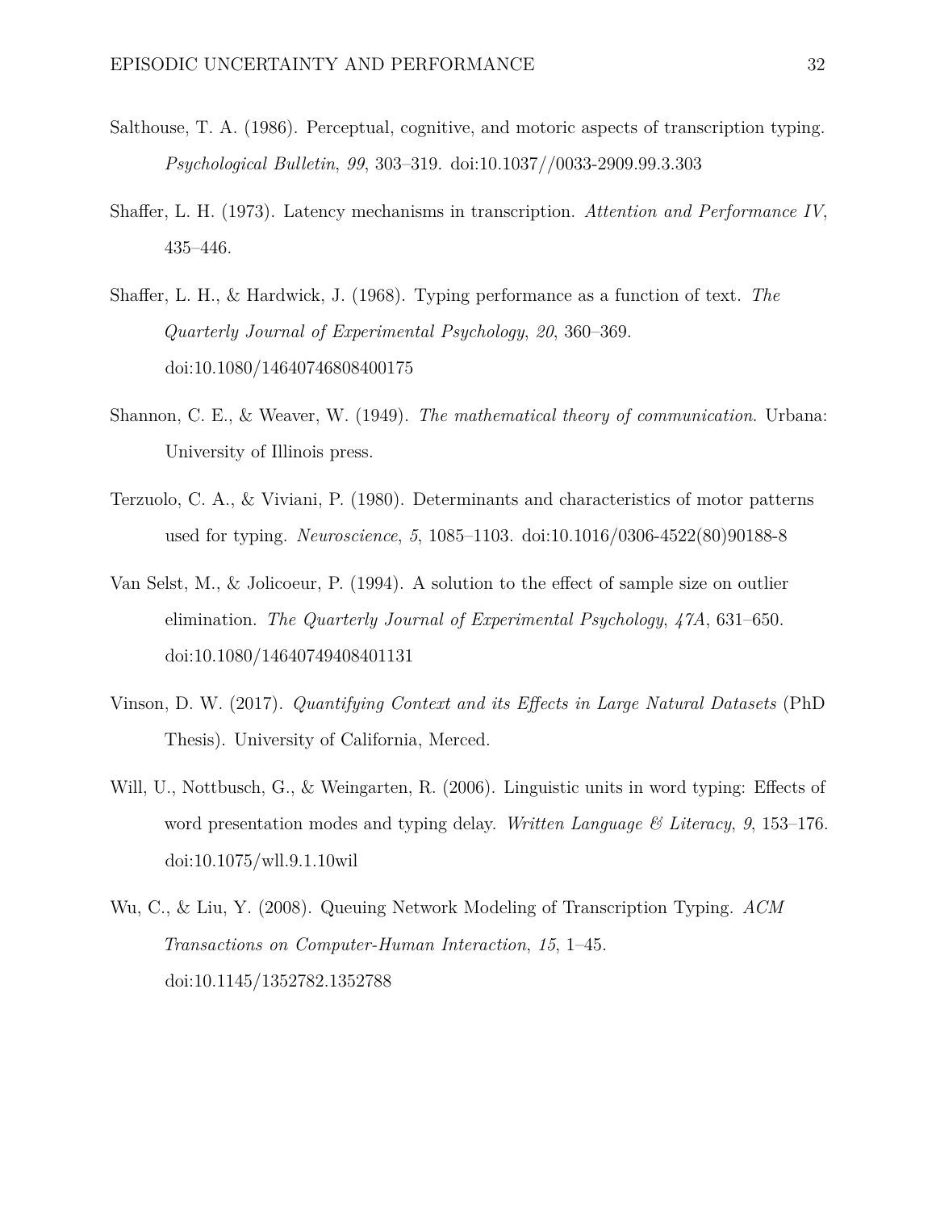Salthouse, T. A. (1986). Perceptual, cognitive, and motoric aspects of transcription typing. *Psychological Bulletin*, *99*, 303–319. doi:10.1037//0033-2909.99.3.303

Shaffer, L. H. (1973). Latency mechanisms in transcription. *Attention and Performance IV*, 435–446.

Shaffer, L. H., & Hardwick, J. (1968). Typing performance as a function of text. *The Quarterly Journal of Experimental Psychology*, *20*, 360–369. doi:10.1080/14640746808400175

Shannon, C. E., & Weaver, W. (1949). *The mathematical theory of communication*. Urbana: University of Illinois press.

Terzuolo, C. A., & Viviani, P. (1980). Determinants and characteristics of motor patterns used for typing. *Neuroscience*, *5*, 1085–1103. doi:10.1016/0306-4522(80)90188-8

Van Selst, M., & Jolicoeur, P. (1994). A solution to the effect of sample size on outlier elimination. *The Quarterly Journal of Experimental Psychology*, *47A*, 631–650. doi:10.1080/14640749408401131

Vinson, D. W. (2017). *Quantifying Context and its Effects in Large Natural Datasets* (PhD Thesis). University of California, Merced.

Will, U., Nottbusch, G., & Weingarten, R. (2006). Linguistic units in word typing: Effects of word presentation modes and typing delay. *Written Language & Literacy*, *9*, 153–176. doi:10.1075/wll.9.1.10wil

Wu, C., & Liu, Y. (2008). Queuing Network Modeling of Transcription Typing. *ACM Transactions on Computer-Human Interaction*, *15*, 1–45. doi:10.1145/1352782.1352788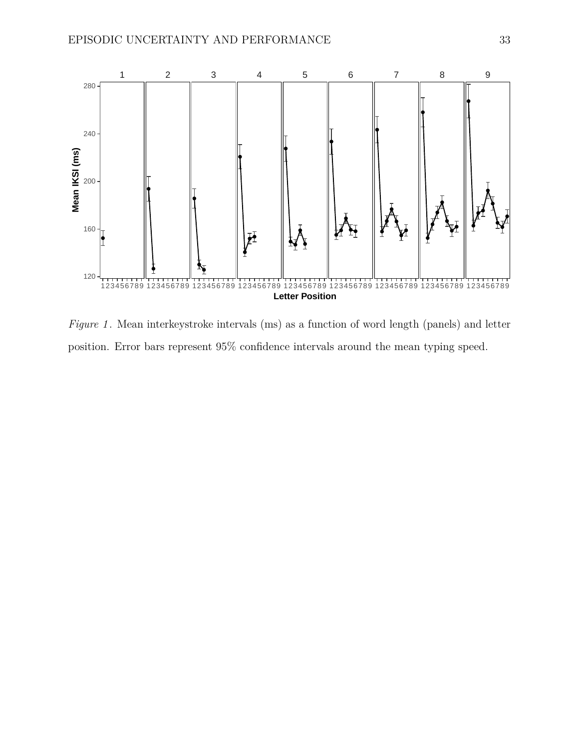*Figure 1*. Mean interkeystroke intervals (ms) as a function of word length (panels) and letter position. Error bars represent 95% confidence intervals around the mean typing speed.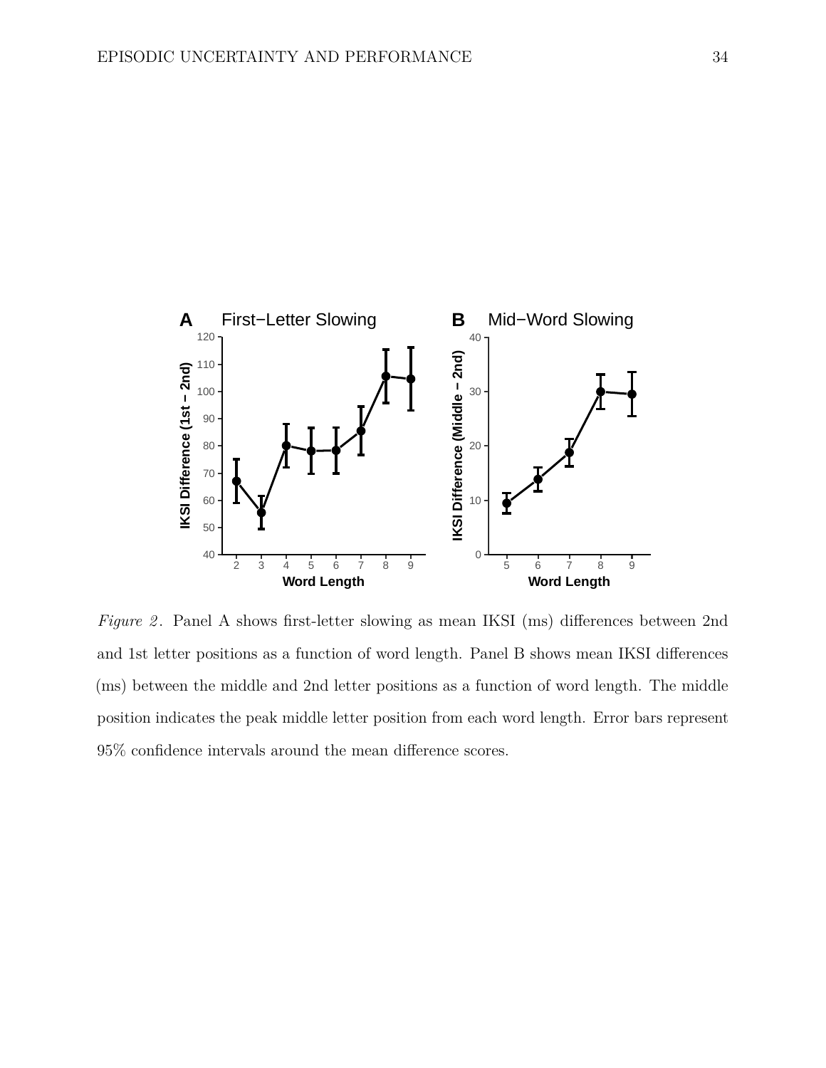*Figure 2*. Panel A shows first-letter slowing as mean IKSI (ms) differences between 2nd and 1st letter positions as a function of word length. Panel B shows mean IKSI differences (ms) between the middle and 2nd letter positions as a function of word length. The middle position indicates the peak middle letter position from each word length. Error bars represent 95% confidence intervals around the mean difference scores.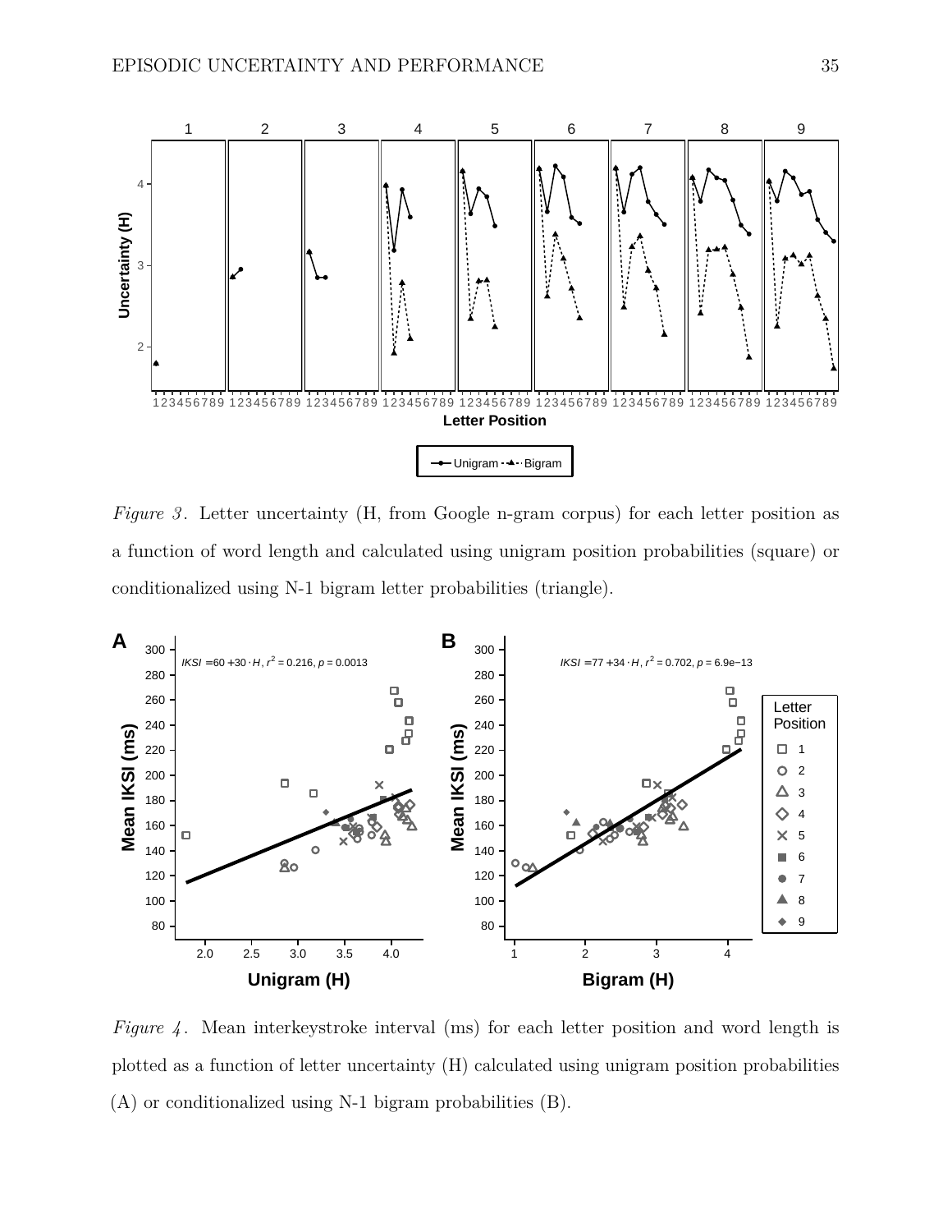*Figure 3*. Letter uncertainty (H, from Google n-gram corpus) for each letter position as a function of word length and calculated using unigram position probabilities (square) or conditionalized using N-1 bigram letter probabilities (triangle).

*Figure 4*. Mean interkeystroke interval (ms) for each letter position and word length is plotted as a function of letter uncertainty (H) calculated using unigram position probabilities (A) or conditionalized using N-1 bigram probabilities (B).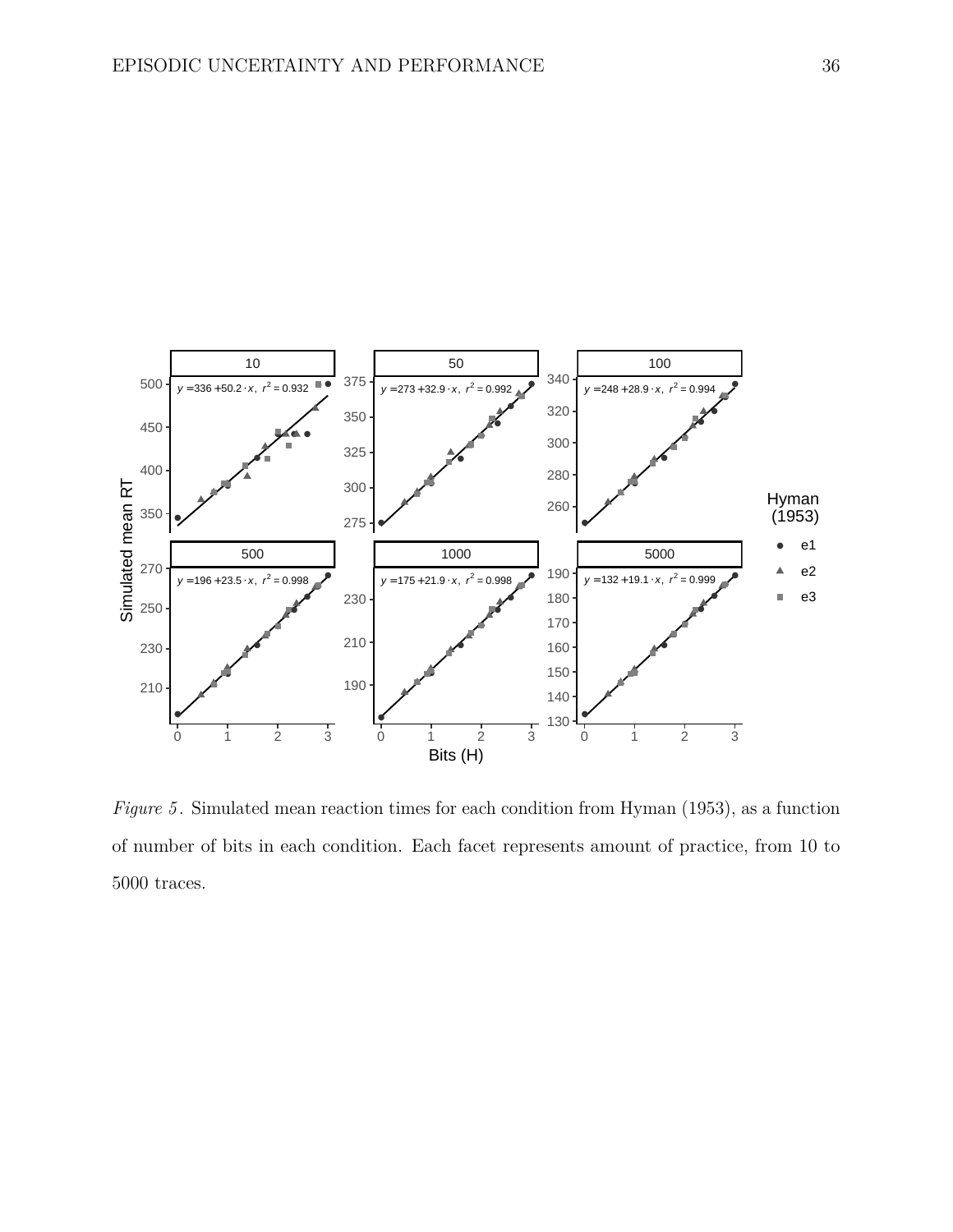*Figure 5*. Simulated mean reaction times for each condition from Hyman (1953), as a function of number of bits in each condition. Each facet represents amount of practice, from 10 to 5000 traces.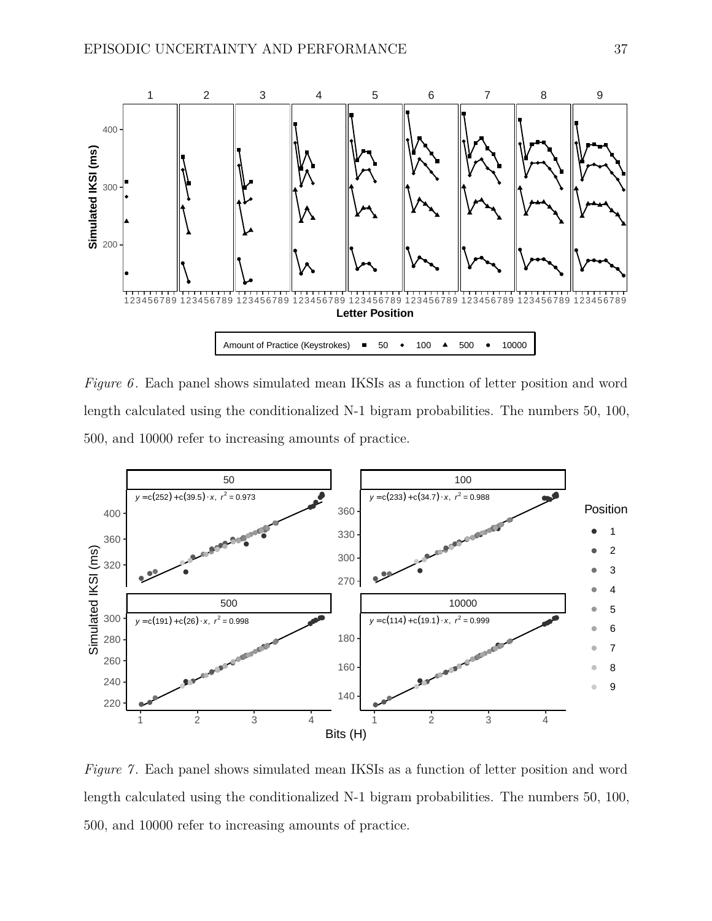1 2 3 4 5 6 7 8 9

Simulated IKSI (ms)

400

300

200

123456789 123456789 123456789 123456789 123456789 123456789 123456789 123456789 123456789

Letter Position

Amount of Practice (Keystrokes) ■ 50 ◆ 100 ▲ 500 ● 10000

*Figure 6*. Each panel shows simulated mean IKSIs as a function of letter position and word length calculated using the conditionalized N-1 bigram probabilities. The numbers 50, 100, 500, and 10000 refer to increasing amounts of practice.

50

$y = c(252) + c(39.5) \cdot x,\ r^2 = 0.973$

100

$y = c(233) + c(34.7) \cdot x,\ r^2 = 0.988$

500

$y = c(191) + c(26) \cdot x,\ r^2 = 0.998$

10000

$y = c(114) + c(19.1) \cdot x,\ r^2 = 0.999$

Simulated IKSI (ms)

400 360 320

360 330 300 270

300 280 260 240 220

180 160 140

1 2 3 4

Bits (H)

Position

1 2 3 4 5 6 7 8 9

*Figure 7*. Each panel shows simulated mean IKSIs as a function of letter position and word length calculated using the conditionalized N-1 bigram probabilities. The numbers 50, 100, 500, and 10000 refer to increasing amounts of practice.